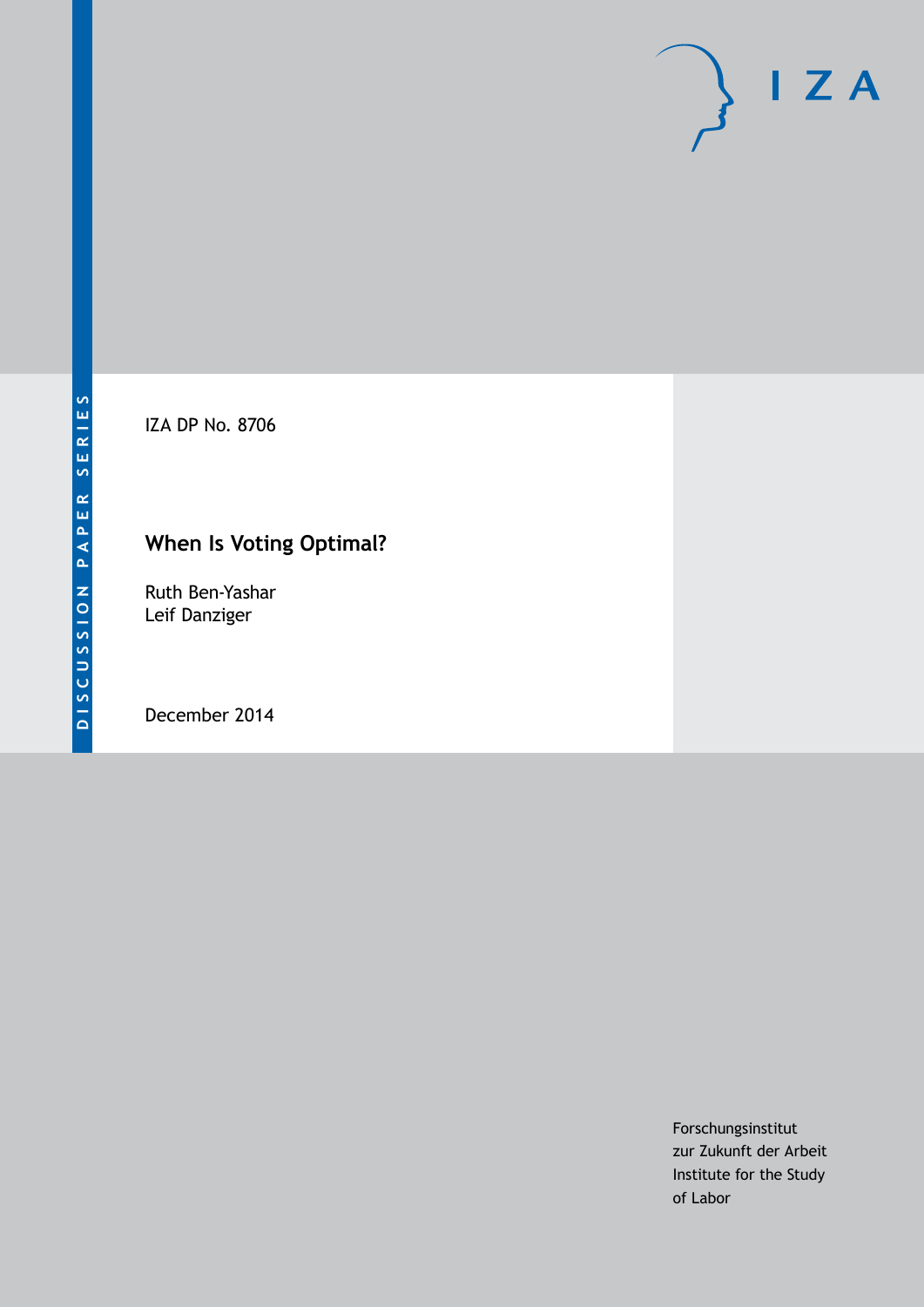DISCUSSION PAPER SERIES

IZA DP No. 8706

# When Is Voting Optimal?

Ruth Ben-Yashar
Leif Danziger

December 2014

Forschungsinstitut
zur Zukunft der Arbeit
Institute for the Study
of Labor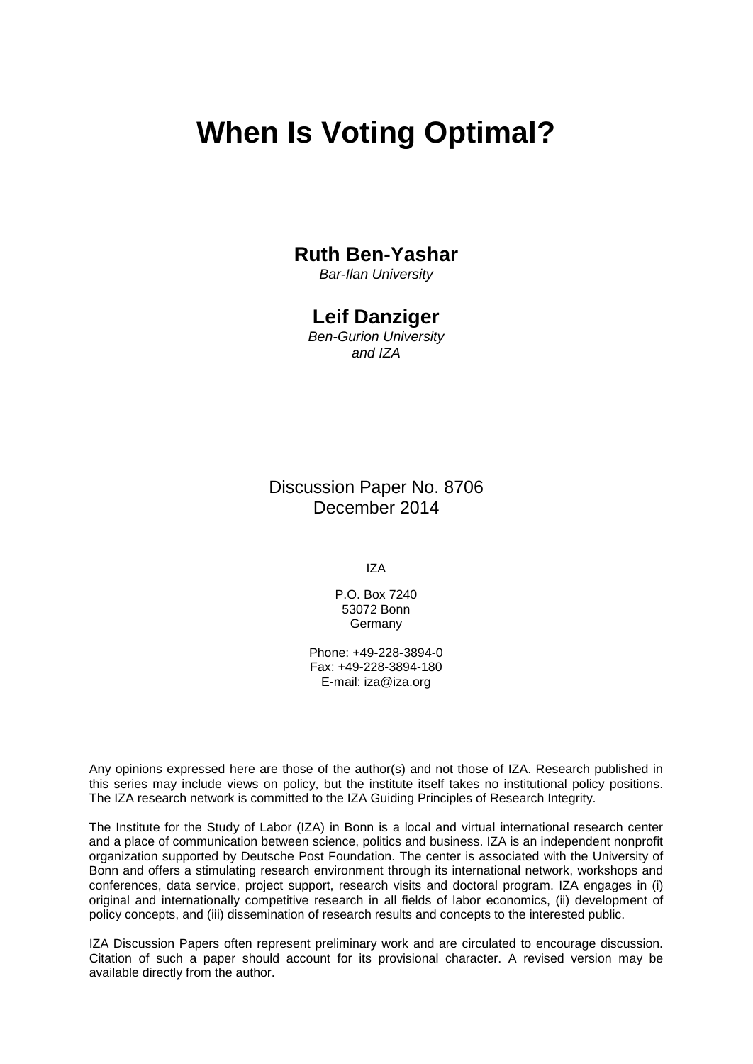# When Is Voting Optimal?

**Ruth Ben-Yashar**
*Bar-Ilan University*

**Leif Danziger**
*Ben-Gurion University and IZA*

Discussion Paper No. 8706
December 2014

IZA

P.O. Box 7240
53072 Bonn
Germany

Phone: +49-228-3894-0
Fax: +49-228-3894-180
E-mail: iza@iza.org

Any opinions expressed here are those of the author(s) and not those of IZA. Research published in this series may include views on policy, but the institute itself takes no institutional policy positions. The IZA research network is committed to the IZA Guiding Principles of Research Integrity.

The Institute for the Study of Labor (IZA) in Bonn is a local and virtual international research center and a place of communication between science, politics and business. IZA is an independent nonprofit organization supported by Deutsche Post Foundation. The center is associated with the University of Bonn and offers a stimulating research environment through its international network, workshops and conferences, data service, project support, research visits and doctoral program. IZA engages in (i) original and internationally competitive research in all fields of labor economics, (ii) development of policy concepts, and (iii) dissemination of research results and concepts to the interested public.

IZA Discussion Papers often represent preliminary work and are circulated to encourage discussion. Citation of such a paper should account for its provisional character. A revised version may be available directly from the author.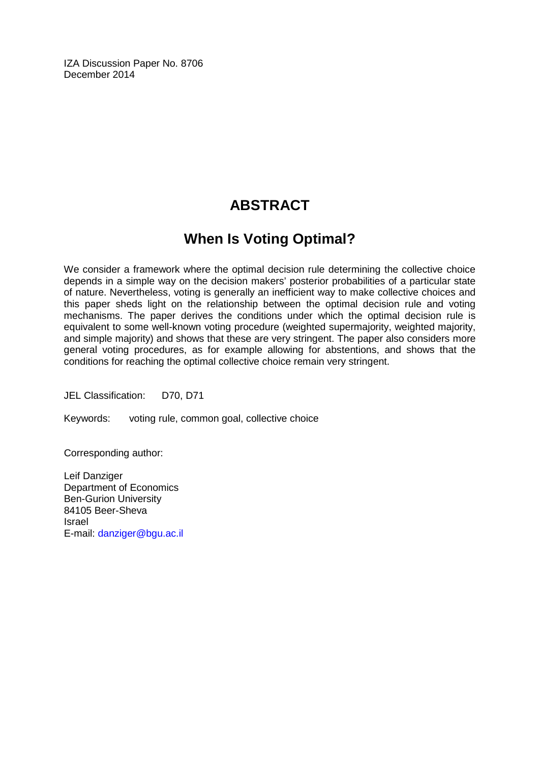IZA Discussion Paper No. 8706
December 2014

# ABSTRACT

## When Is Voting Optimal?

We consider a framework where the optimal decision rule determining the collective choice depends in a simple way on the decision makers' posterior probabilities of a particular state of nature. Nevertheless, voting is generally an inefficient way to make collective choices and this paper sheds light on the relationship between the optimal decision rule and voting mechanisms. The paper derives the conditions under which the optimal decision rule is equivalent to some well-known voting procedure (weighted supermajority, weighted majority, and simple majority) and shows that these are very stringent. The paper also considers more general voting procedures, as for example allowing for abstentions, and shows that the conditions for reaching the optimal collective choice remain very stringent.

JEL Classification: D70, D71

Keywords: voting rule, common goal, collective choice

Corresponding author:

Leif Danziger
Department of Economics
Ben-Gurion University
84105 Beer-Sheva
Israel
E-mail: danziger@bgu.ac.il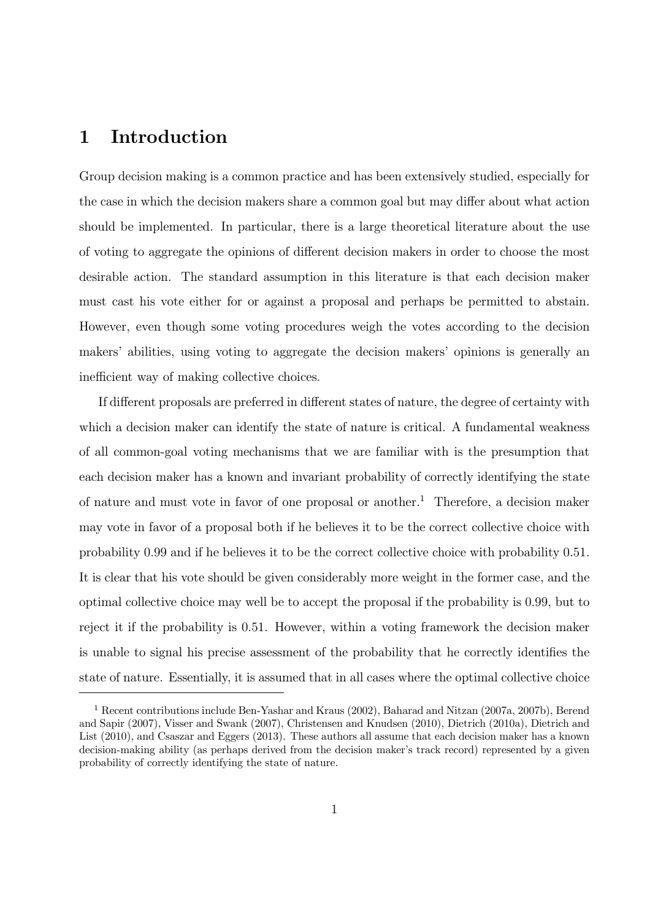# 1 Introduction

Group decision making is a common practice and has been extensively studied, especially for the case in which the decision makers share a common goal but may differ about what action should be implemented. In particular, there is a large theoretical literature about the use of voting to aggregate the opinions of different decision makers in order to choose the most desirable action. The standard assumption in this literature is that each decision maker must cast his vote either for or against a proposal and perhaps be permitted to abstain. However, even though some voting procedures weigh the votes according to the decision makers' abilities, using voting to aggregate the decision makers' opinions is generally an inefficient way of making collective choices.

If different proposals are preferred in different states of nature, the degree of certainty with which a decision maker can identify the state of nature is critical. A fundamental weakness of all common-goal voting mechanisms that we are familiar with is the presumption that each decision maker has a known and invariant probability of correctly identifying the state of nature and must vote in favor of one proposal or another.[1] Therefore, a decision maker may vote in favor of a proposal both if he believes it to be the correct collective choice with probability 0.99 and if he believes it to be the correct collective choice with probability 0.51. It is clear that his vote should be given considerably more weight in the former case, and the optimal collective choice may well be to accept the proposal if the probability is 0.99, but to reject it if the probability is 0.51. However, within a voting framework the decision maker is unable to signal his precise assessment of the probability that he correctly identifies the state of nature. Essentially, it is assumed that in all cases where the optimal collective choice

[1] Recent contributions include Ben-Yashar and Kraus (2002), Baharad and Nitzan (2007a, 2007b), Berend and Sapir (2007), Visser and Swank (2007), Christensen and Knudsen (2010), Dietrich (2010a), Dietrich and List (2010), and Csaszar and Eggers (2013). These authors all assume that each decision maker has a known decision-making ability (as perhaps derived from the decision maker's track record) represented by a given probability of correctly identifying the state of nature.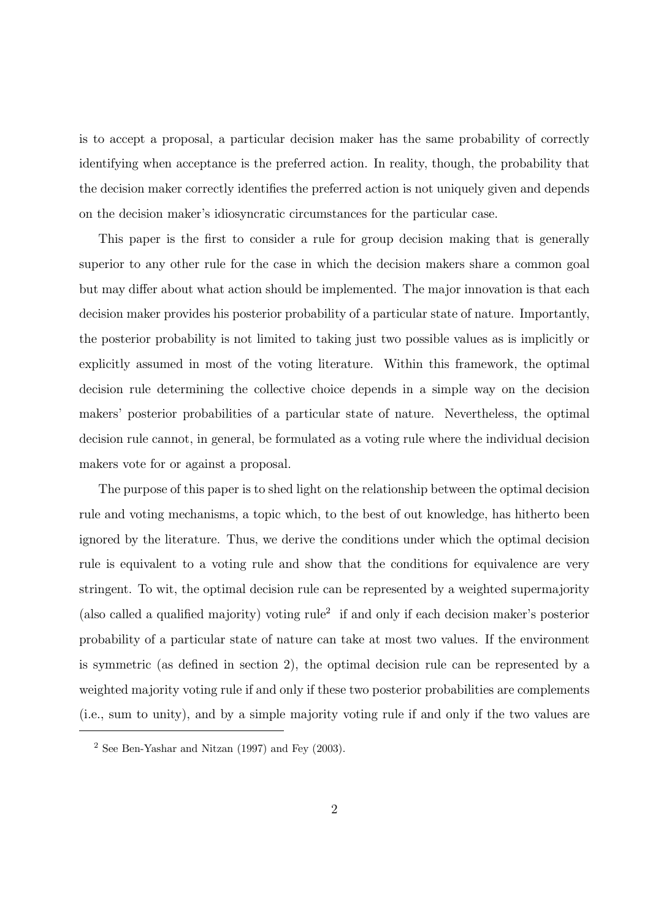is to accept a proposal, a particular decision maker has the same probability of correctly identifying when acceptance is the preferred action. In reality, though, the probability that the decision maker correctly identifies the preferred action is not uniquely given and depends on the decision maker's idiosyncratic circumstances for the particular case.

This paper is the first to consider a rule for group decision making that is generally superior to any other rule for the case in which the decision makers share a common goal but may differ about what action should be implemented. The major innovation is that each decision maker provides his posterior probability of a particular state of nature. Importantly, the posterior probability is not limited to taking just two possible values as is implicitly or explicitly assumed in most of the voting literature. Within this framework, the optimal decision rule determining the collective choice depends in a simple way on the decision makers' posterior probabilities of a particular state of nature. Nevertheless, the optimal decision rule cannot, in general, be formulated as a voting rule where the individual decision makers vote for or against a proposal.

The purpose of this paper is to shed light on the relationship between the optimal decision rule and voting mechanisms, a topic which, to the best of out knowledge, has hitherto been ignored by the literature. Thus, we derive the conditions under which the optimal decision rule is equivalent to a voting rule and show that the conditions for equivalence are very stringent. To wit, the optimal decision rule can be represented by a weighted supermajority (also called a qualified majority) voting rule[2] if and only if each decision maker's posterior probability of a particular state of nature can take at most two values. If the environment is symmetric (as defined in section 2), the optimal decision rule can be represented by a weighted majority voting rule if and only if these two posterior probabilities are complements (i.e., sum to unity), and by a simple majority voting rule if and only if the two values are

[2] See Ben-Yashar and Nitzan (1997) and Fey (2003).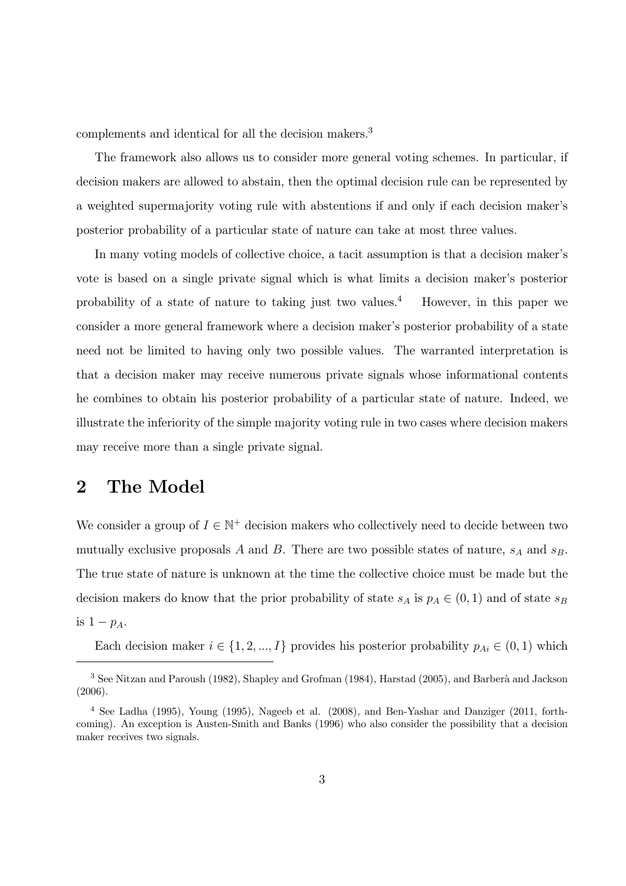complements and identical for all the decision makers.[3]

The framework also allows us to consider more general voting schemes. In particular, if decision makers are allowed to abstain, then the optimal decision rule can be represented by a weighted supermajority voting rule with abstentions if and only if each decision maker's posterior probability of a particular state of nature can take at most three values.

In many voting models of collective choice, a tacit assumption is that a decision maker's vote is based on a single private signal which is what limits a decision maker's posterior probability of a state of nature to taking just two values.[4] However, in this paper we consider a more general framework where a decision maker's posterior probability of a state need not be limited to having only two possible values. The warranted interpretation is that a decision maker may receive numerous private signals whose informational contents he combines to obtain his posterior probability of a particular state of nature. Indeed, we illustrate the inferiority of the simple majority voting rule in two cases where decision makers may receive more than a single private signal.

## 2 The Model

We consider a group of $I \in \mathbb{N}^+$ decision makers who collectively need to decide between two mutually exclusive proposals $A$ and $B$. There are two possible states of nature, $s_A$ and $s_B$. The true state of nature is unknown at the time the collective choice must be made but the decision makers do know that the prior probability of state $s_A$ is $p_A \in (0, 1)$ and of state $s_B$ is $1 - p_A$.

Each decision maker $i \in \{1, 2, ..., I\}$ provides his posterior probability $p_{Ai} \in (0, 1)$ which

[3] See Nitzan and Paroush (1982), Shapley and Grofman (1984), Harstad (2005), and Barberà and Jackson (2006).

[4] See Ladha (1995), Young (1995), Nageeb et al. (2008), and Ben-Yashar and Danziger (2011, forthcoming). An exception is Austen-Smith and Banks (1996) who also consider the possibility that a decision maker receives two signals.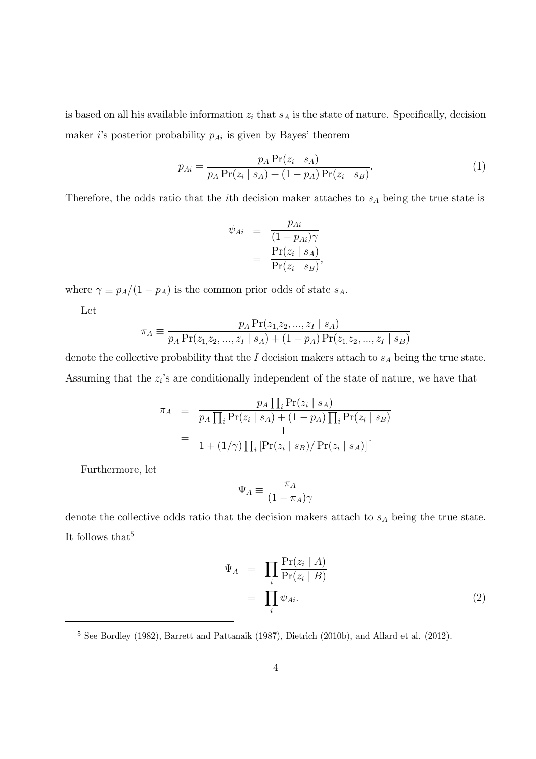is based on all his available information $z_i$ that $s_A$ is the state of nature. Specifically, decision maker $i$'s posterior probability $p_{Ai}$ is given by Bayes' theorem

$$p_{Ai} = \frac{p_A \Pr(z_i \mid s_A)}{p_A \Pr(z_i \mid s_A) + (1 - p_A) \Pr(z_i \mid s_B)}. \tag{1}$$

Therefore, the odds ratio that the $i$th decision maker attaches to $s_A$ being the true state is

$$\begin{aligned} \psi_{Ai} &\equiv \frac{p_{Ai}}{(1 - p_{Ai})\gamma} \\ &= \frac{\Pr(z_i \mid s_A)}{\Pr(z_i \mid s_B)}, \end{aligned}$$

where $\gamma \equiv p_A/(1 - p_A)$ is the common prior odds of state $s_A$.

Let

$$\pi_A \equiv \frac{p_A \Pr(z_1, z_2, ..., z_I \mid s_A)}{p_A \Pr(z_1, z_2, ..., z_I \mid s_A) + (1 - p_A) \Pr(z_1, z_2, ..., z_I \mid s_B)}$$

denote the collective probability that the $I$ decision makers attach to $s_A$ being the true state. Assuming that the $z_i$'s are conditionally independent of the state of nature, we have that

$$\begin{aligned} \pi_A &\equiv \frac{p_A \prod_i \Pr(z_i \mid s_A)}{p_A \prod_i \Pr(z_i \mid s_A) + (1 - p_A) \prod_i \Pr(z_i \mid s_B)} \\ &= \frac{1}{1 + (1/\gamma) \prod_i [\Pr(z_i \mid s_B)/\Pr(z_i \mid s_A)]}. \end{aligned}$$

Furthermore, let

$$\Psi_A \equiv \frac{\pi_A}{(1 - \pi_A)\gamma}$$

denote the collective odds ratio that the decision makers attach to $s_A$ being the true state. It follows that[5]

$$\begin{aligned} \Psi_A &= \prod_i \frac{\Pr(z_i \mid A)}{\Pr(z_i \mid B)} \\ &= \prod_i \psi_{Ai}. \end{aligned} \tag{2}$$

[5] See Bordley (1982), Barrett and Pattanaik (1987), Dietrich (2010b), and Allard et al. (2012).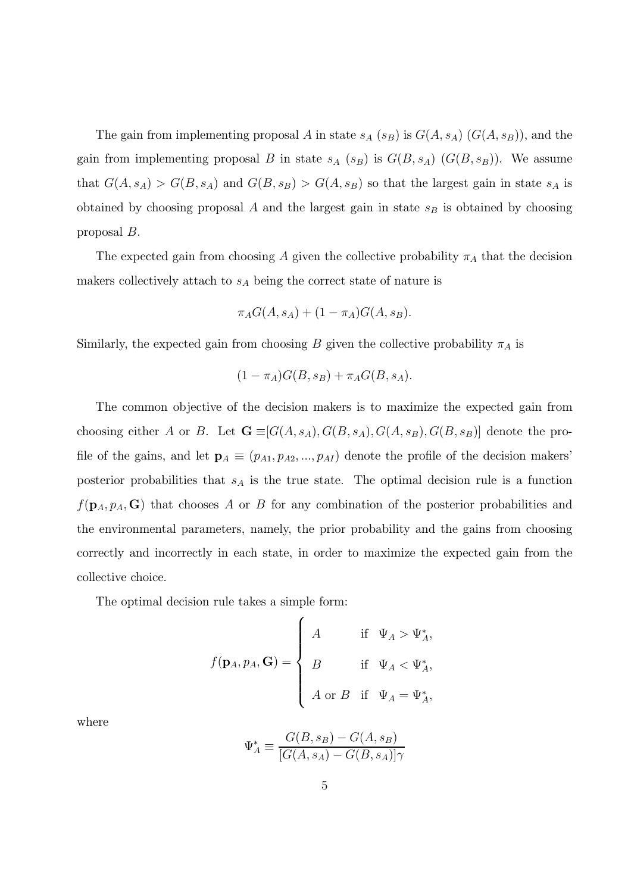The gain from implementing proposal $A$ in state $s_A$ ($s_B$) is $G(A, s_A)$ ($G(A, s_B)$), and the gain from implementing proposal $B$ in state $s_A$ ($s_B$) is $G(B, s_A)$ ($G(B, s_B)$). We assume that $G(A, s_A) > G(B, s_A)$ and $G(B, s_B) > G(A, s_B)$ so that the largest gain in state $s_A$ is obtained by choosing proposal $A$ and the largest gain in state $s_B$ is obtained by choosing proposal $B$.

The expected gain from choosing $A$ given the collective probability $\pi_A$ that the decision makers collectively attach to $s_A$ being the correct state of nature is

$$\pi_A G(A, s_A) + (1 - \pi_A) G(A, s_B).$$

Similarly, the expected gain from choosing $B$ given the collective probability $\pi_A$ is

$$(1 - \pi_A) G(B, s_B) + \pi_A G(B, s_A).$$

The common objective of the decision makers is to maximize the expected gain from choosing either $A$ or $B$. Let $\mathbf{G} \equiv [G(A, s_A), G(B, s_A), G(A, s_B), G(B, s_B)]$ denote the profile of the gains, and let $\mathbf{p}_A \equiv (p_{A1}, p_{A2}, ..., p_{AI})$ denote the profile of the decision makers' posterior probabilities that $s_A$ is the true state. The optimal decision rule is a function $f(\mathbf{p}_A, p_A, \mathbf{G})$ that chooses $A$ or $B$ for any combination of the posterior probabilities and the environmental parameters, namely, the prior probability and the gains from choosing correctly and incorrectly in each state, in order to maximize the expected gain from the collective choice.

The optimal decision rule takes a simple form:

$$f(\mathbf{p}_A, p_A, \mathbf{G}) = \begin{cases} A & \text{if } \; \Psi_A > \Psi_A^*, \\ B & \text{if } \; \Psi_A < \Psi_A^*, \\ A \text{ or } B & \text{if } \; \Psi_A = \Psi_A^*, \end{cases}$$

where

$$\Psi_A^* \equiv \frac{G(B, s_B) - G(A, s_B)}{[G(A, s_A) - G(B, s_A)]\gamma}$$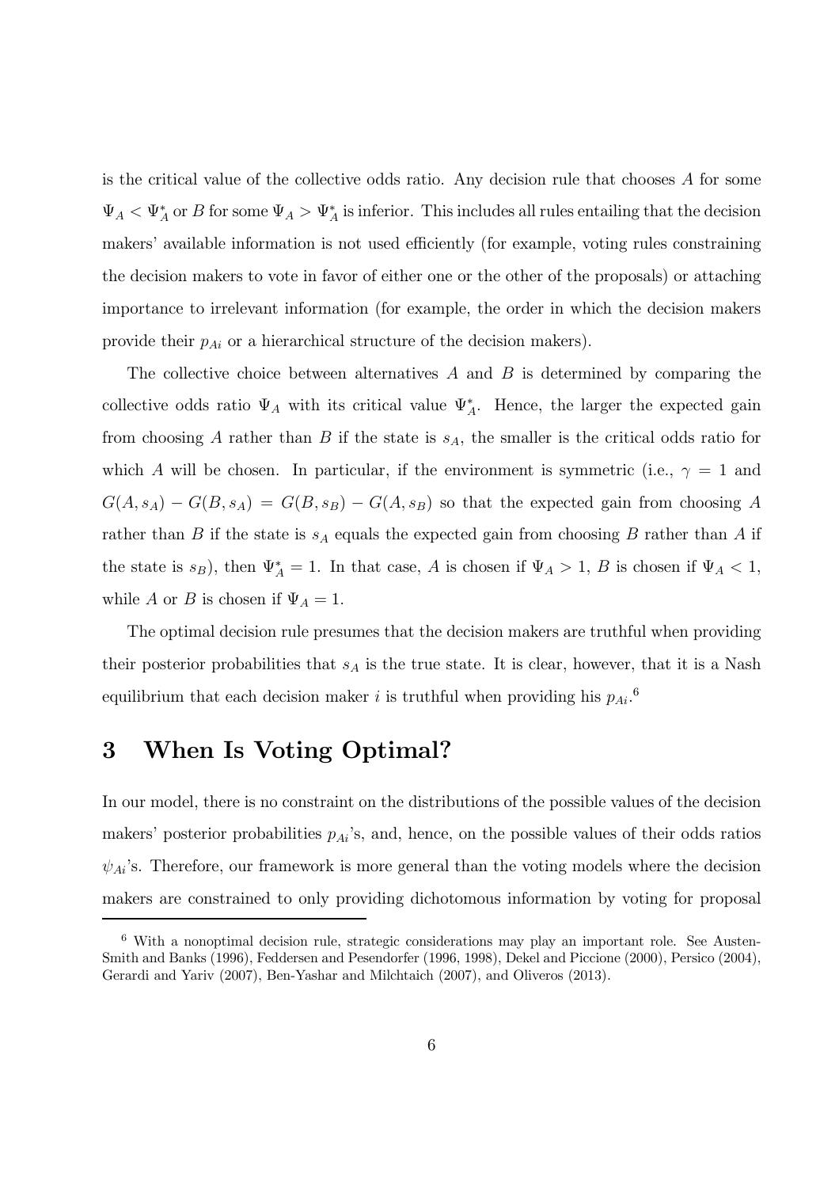is the critical value of the collective odds ratio. Any decision rule that chooses $A$ for some $\Psi_A < \Psi_A^*$ or $B$ for some $\Psi_A > \Psi_A^*$ is inferior. This includes all rules entailing that the decision makers' available information is not used efficiently (for example, voting rules constraining the decision makers to vote in favor of either one or the other of the proposals) or attaching importance to irrelevant information (for example, the order in which the decision makers provide their $p_{Ai}$ or a hierarchical structure of the decision makers).

The collective choice between alternatives $A$ and $B$ is determined by comparing the collective odds ratio $\Psi_A$ with its critical value $\Psi_A^*$. Hence, the larger the expected gain from choosing $A$ rather than $B$ if the state is $s_A$, the smaller is the critical odds ratio for which $A$ will be chosen. In particular, if the environment is symmetric (i.e., $\gamma = 1$ and $G(A, s_A) - G(B, s_A) = G(B, s_B) - G(A, s_B)$ so that the expected gain from choosing $A$ rather than $B$ if the state is $s_A$ equals the expected gain from choosing $B$ rather than $A$ if the state is $s_B$), then $\Psi_A^* = 1$. In that case, $A$ is chosen if $\Psi_A > 1$, $B$ is chosen if $\Psi_A < 1$, while $A$ or $B$ is chosen if $\Psi_A = 1$.

The optimal decision rule presumes that the decision makers are truthful when providing their posterior probabilities that $s_A$ is the true state. It is clear, however, that it is a Nash equilibrium that each decision maker $i$ is truthful when providing his $p_{Ai}$.[6]

# 3 When Is Voting Optimal?

In our model, there is no constraint on the distributions of the possible values of the decision makers' posterior probabilities $p_{Ai}$'s, and, hence, on the possible values of their odds ratios $\psi_{Ai}$'s. Therefore, our framework is more general than the voting models where the decision makers are constrained to only providing dichotomous information by voting for proposal

[6] With a nonoptimal decision rule, strategic considerations may play an important role. See Austen-Smith and Banks (1996), Feddersen and Pesendorfer (1996, 1998), Dekel and Piccione (2000), Persico (2004), Gerardi and Yariv (2007), Ben-Yashar and Milchtaich (2007), and Oliveros (2013).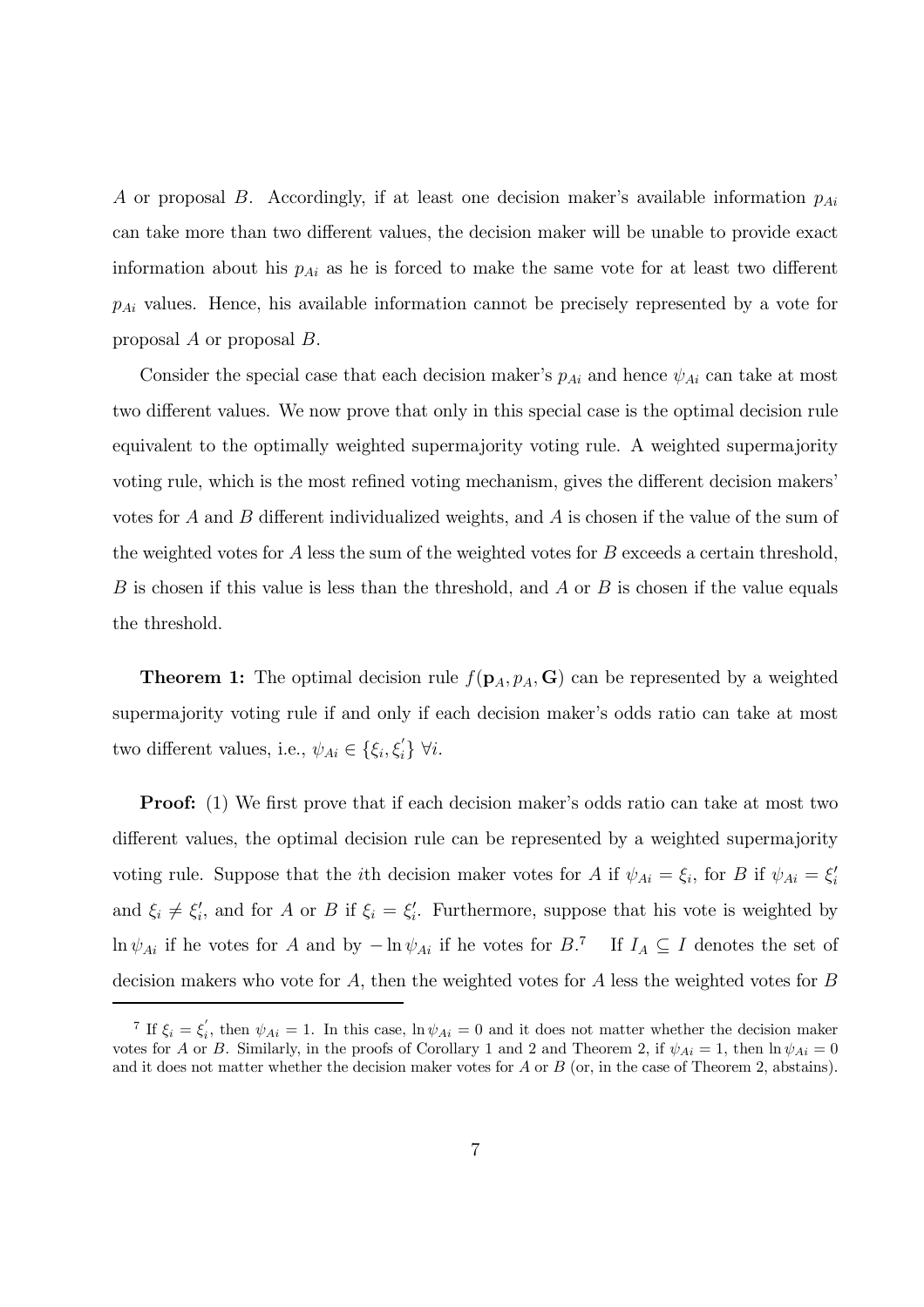A or proposal $B$. Accordingly, if at least one decision maker's available information $p_{Ai}$ can take more than two different values, the decision maker will be unable to provide exact information about his $p_{Ai}$ as he is forced to make the same vote for at least two different $p_{Ai}$ values. Hence, his available information cannot be precisely represented by a vote for proposal $A$ or proposal $B$.

Consider the special case that each decision maker's $p_{Ai}$ and hence $\psi_{Ai}$ can take at most two different values. We now prove that only in this special case is the optimal decision rule equivalent to the optimally weighted supermajority voting rule. A weighted supermajority voting rule, which is the most refined voting mechanism, gives the different decision makers' votes for $A$ and $B$ different individualized weights, and $A$ is chosen if the value of the sum of the weighted votes for $A$ less the sum of the weighted votes for $B$ exceeds a certain threshold, $B$ is chosen if this value is less than the threshold, and $A$ or $B$ is chosen if the value equals the threshold.

**Theorem 1:** The optimal decision rule $f(\mathbf{p}_A, p_A, \mathbf{G})$ can be represented by a weighted supermajority voting rule if and only if each decision maker's odds ratio can take at most two different values, i.e., $\psi_{Ai} \in \{\xi_i, \xi_i^{'}\}$ $\forall i$.

**Proof:** (1) We first prove that if each decision maker's odds ratio can take at most two different values, the optimal decision rule can be represented by a weighted supermajority voting rule. Suppose that the $i$th decision maker votes for $A$ if $\psi_{Ai} = \xi_i$, for $B$ if $\psi_{Ai} = \xi_i'$ and $\xi_i \neq \xi_i'$, and for $A$ or $B$ if $\xi_i = \xi_i'$. Furthermore, suppose that his vote is weighted by $\ln \psi_{Ai}$ if he votes for $A$ and by $-\ln \psi_{Ai}$ if he votes for $B$.[7] If $I_A \subseteq I$ denotes the set of decision makers who vote for $A$, then the weighted votes for $A$ less the weighted votes for $B$

[7] If $\xi_i = \xi_i^{'}$, then $\psi_{Ai} = 1$. In this case, $\ln \psi_{Ai} = 0$ and it does not matter whether the decision maker votes for $A$ or $B$. Similarly, in the proofs of Corollary 1 and 2 and Theorem 2, if $\psi_{Ai} = 1$, then $\ln \psi_{Ai} = 0$ and it does not matter whether the decision maker votes for $A$ or $B$ (or, in the case of Theorem 2, abstains).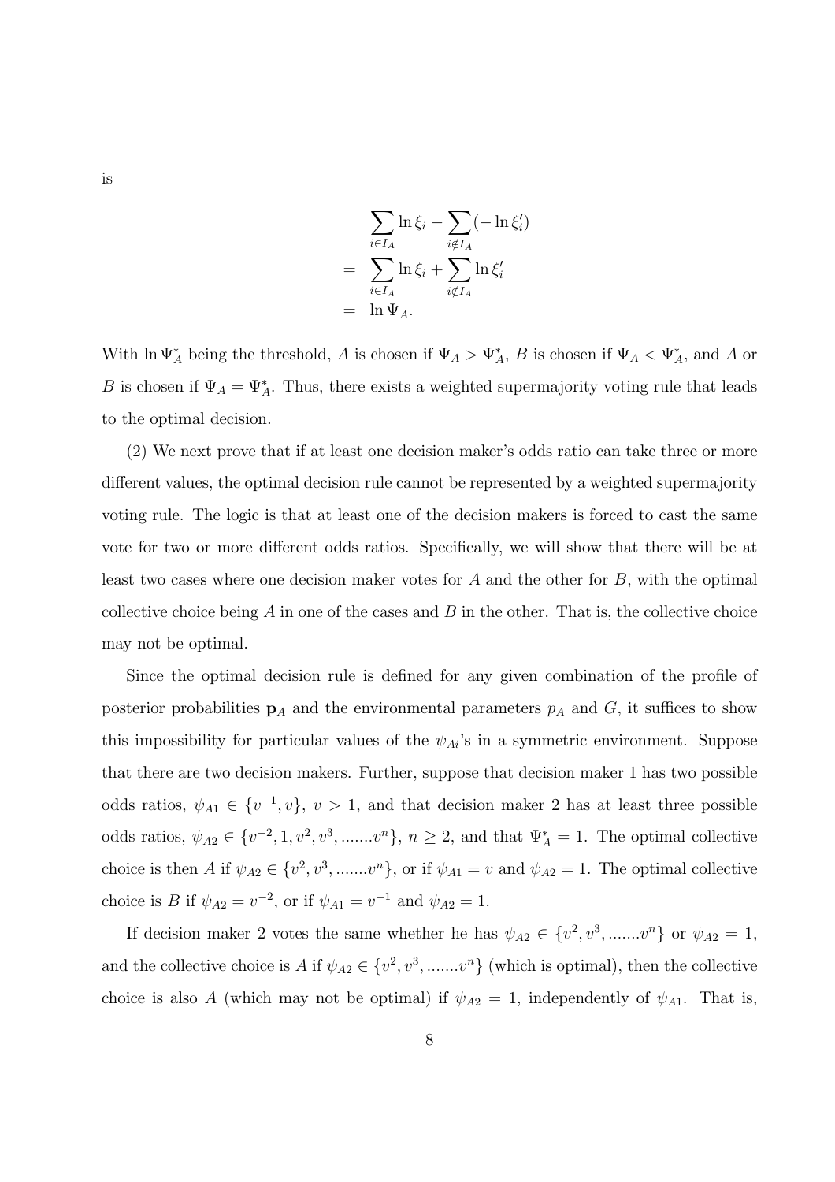is

$$
\begin{aligned}
& \sum_{i \in I_A} \ln \xi_i - \sum_{i \notin I_A} (-\ln \xi_i') \\
= & \sum_{i \in I_A} \ln \xi_i + \sum_{i \notin I_A} \ln \xi_i' \\
= & \ln \Psi_A.
\end{aligned}
$$

With $\ln \Psi_A^*$ being the threshold, $A$ is chosen if $\Psi_A > \Psi_A^*$, $B$ is chosen if $\Psi_A < \Psi_A^*$, and $A$ or $B$ is chosen if $\Psi_A = \Psi_A^*$. Thus, there exists a weighted supermajority voting rule that leads to the optimal decision.

(2) We next prove that if at least one decision maker's odds ratio can take three or more different values, the optimal decision rule cannot be represented by a weighted supermajority voting rule. The logic is that at least one of the decision makers is forced to cast the same vote for two or more different odds ratios. Specifically, we will show that there will be at least two cases where one decision maker votes for $A$ and the other for $B$, with the optimal collective choice being $A$ in one of the cases and $B$ in the other. That is, the collective choice may not be optimal.

Since the optimal decision rule is defined for any given combination of the profile of posterior probabilities $\mathbf{p}_A$ and the environmental parameters $p_A$ and $G$, it suffices to show this impossibility for particular values of the $\psi_{Ai}$'s in a symmetric environment. Suppose that there are two decision makers. Further, suppose that decision maker 1 has two possible odds ratios, $\psi_{A1} \in \{v^{-1}, v\}$, $v > 1$, and that decision maker 2 has at least three possible odds ratios, $\psi_{A2} \in \{v^{-2}, 1, v^2, v^3, .......v^n\}$, $n \geq 2$, and that $\Psi_A^* = 1$. The optimal collective choice is then $A$ if $\psi_{A2} \in \{v^2, v^3, .......v^n\}$, or if $\psi_{A1} = v$ and $\psi_{A2} = 1$. The optimal collective choice is $B$ if $\psi_{A2} = v^{-2}$, or if $\psi_{A1} = v^{-1}$ and $\psi_{A2} = 1$.

If decision maker 2 votes the same whether he has $\psi_{A2} \in \{v^2, v^3, .......v^n\}$ or $\psi_{A2} = 1$, and the collective choice is $A$ if $\psi_{A2} \in \{v^2, v^3, .......v^n\}$ (which is optimal), then the collective choice is also $A$ (which may not be optimal) if $\psi_{A2} = 1$, independently of $\psi_{A1}$. That is,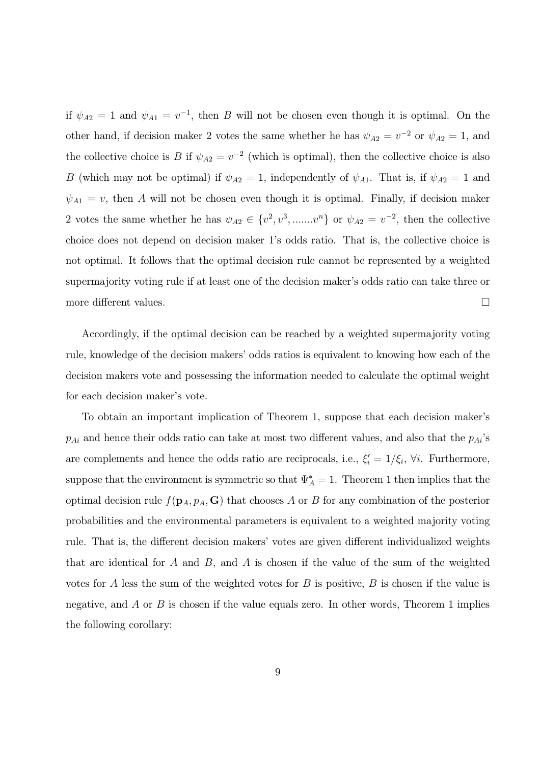if $\psi_{A2} = 1$ and $\psi_{A1} = v^{-1}$, then $B$ will not be chosen even though it is optimal. On the other hand, if decision maker 2 votes the same whether he has $\psi_{A2} = v^{-2}$ or $\psi_{A2} = 1$, and the collective choice is $B$ if $\psi_{A2} = v^{-2}$ (which is optimal), then the collective choice is also $B$ (which may not be optimal) if $\psi_{A2} = 1$, independently of $\psi_{A1}$. That is, if $\psi_{A2} = 1$ and $\psi_{A1} = v$, then $A$ will not be chosen even though it is optimal. Finally, if decision maker 2 votes the same whether he has $\psi_{A2} \in \{v^2, v^3, .......v^n\}$ or $\psi_{A2} = v^{-2}$, then the collective choice does not depend on decision maker 1's odds ratio. That is, the collective choice is not optimal. It follows that the optimal decision rule cannot be represented by a weighted supermajority voting rule if at least one of the decision maker's odds ratio can take three or more different values. $\square$

Accordingly, if the optimal decision can be reached by a weighted supermajority voting rule, knowledge of the decision makers' odds ratios is equivalent to knowing how each of the decision makers vote and possessing the information needed to calculate the optimal weight for each decision maker's vote.

To obtain an important implication of Theorem 1, suppose that each decision maker's $p_{Ai}$ and hence their odds ratio can take at most two different values, and also that the $p_{Ai}$'s are complements and hence the odds ratio are reciprocals, i.e., $\xi_i' = 1/\xi_i$, $\forall i$. Furthermore, suppose that the environment is symmetric so that $\Psi_A^* = 1$. Theorem 1 then implies that the optimal decision rule $f(\mathbf{p}_A, p_A, \mathbf{G})$ that chooses $A$ or $B$ for any combination of the posterior probabilities and the environmental parameters is equivalent to a weighted majority voting rule. That is, the different decision makers' votes are given different individualized weights that are identical for $A$ and $B$, and $A$ is chosen if the value of the sum of the weighted votes for $A$ less the sum of the weighted votes for $B$ is positive, $B$ is chosen if the value is negative, and $A$ or $B$ is chosen if the value equals zero. In other words, Theorem 1 implies the following corollary: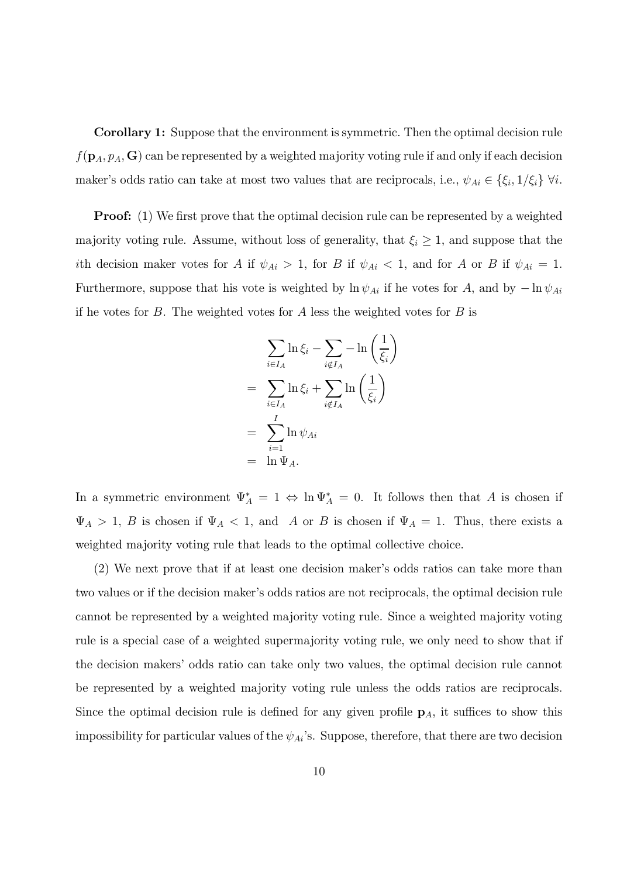**Corollary 1:** Suppose that the environment is symmetric. Then the optimal decision rule $f(\mathbf{p}_A, p_A, \mathbf{G})$ can be represented by a weighted majority voting rule if and only if each decision maker's odds ratio can take at most two values that are reciprocals, i.e., $\psi_{Ai} \in \{\xi_i, 1/\xi_i\}$ $\forall i$.

**Proof:** (1) We first prove that the optimal decision rule can be represented by a weighted majority voting rule. Assume, without loss of generality, that $\xi_i \geq 1$, and suppose that the $i$th decision maker votes for $A$ if $\psi_{Ai} > 1$, for $B$ if $\psi_{Ai} < 1$, and for $A$ or $B$ if $\psi_{Ai} = 1$. Furthermore, suppose that his vote is weighted by $\ln \psi_{Ai}$ if he votes for $A$, and by $-\ln \psi_{Ai}$ if he votes for $B$. The weighted votes for $A$ less the weighted votes for $B$ is

$$
\begin{aligned}
& \sum_{i \in I_A} \ln \xi_i - \sum_{i \notin I_A} - \ln \left( \frac{1}{\xi_i} \right) \\
= \quad & \sum_{i \in I_A} \ln \xi_i + \sum_{i \notin I_A} \ln \left( \frac{1}{\xi_i} \right) \\
= \quad & \sum_{i=1}^{I} \ln \psi_{Ai} \\
= \quad & \ln \Psi_A.
\end{aligned}
$$

In a symmetric environment $\Psi_A^* = 1 \Leftrightarrow \ln \Psi_A^* = 0$. It follows then that $A$ is chosen if $\Psi_A > 1$, $B$ is chosen if $\Psi_A < 1$, and $A$ or $B$ is chosen if $\Psi_A = 1$. Thus, there exists a weighted majority voting rule that leads to the optimal collective choice.

(2) We next prove that if at least one decision maker's odds ratios can take more than two values or if the decision maker's odds ratios are not reciprocals, the optimal decision rule cannot be represented by a weighted majority voting rule. Since a weighted majority voting rule is a special case of a weighted supermajority voting rule, we only need to show that if the decision makers' odds ratio can take only two values, the optimal decision rule cannot be represented by a weighted majority voting rule unless the odds ratios are reciprocals. Since the optimal decision rule is defined for any given profile $\mathbf{p}_A$, it suffices to show this impossibility for particular values of the $\psi_{Ai}$'s. Suppose, therefore, that there are two decision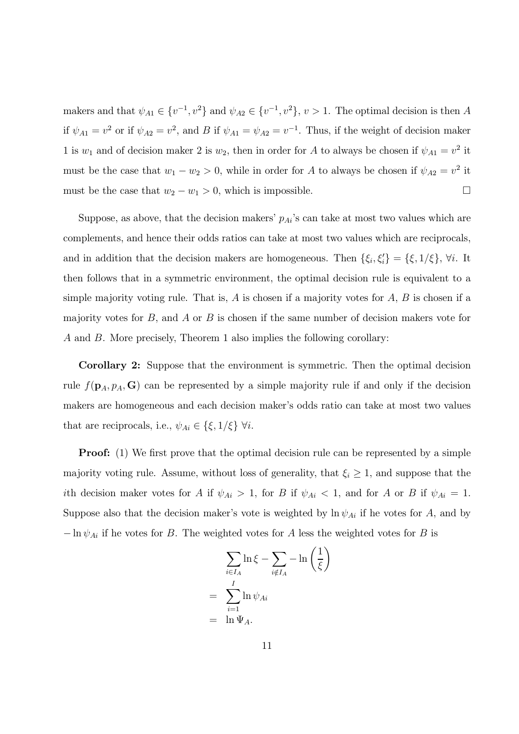makers and that $\psi_{A1} \in \{v^{-1}, v^2\}$ and $\psi_{A2} \in \{v^{-1}, v^2\}$, $v > 1$. The optimal decision is then $A$ if $\psi_{A1} = v^2$ or if $\psi_{A2} = v^2$, and $B$ if $\psi_{A1} = \psi_{A2} = v^{-1}$. Thus, if the weight of decision maker 1 is $w_1$ and of decision maker 2 is $w_2$, then in order for $A$ to always be chosen if $\psi_{A1} = v^2$ it must be the case that $w_1 - w_2 > 0$, while in order for $A$ to always be chosen if $\psi_{A2} = v^2$ it must be the case that $w_2 - w_1 > 0$, which is impossible. □

Suppose, as above, that the decision makers' $p_{Ai}$'s can take at most two values which are complements, and hence their odds ratios can take at most two values which are reciprocals, and in addition that the decision makers are homogeneous. Then $\{\xi_i, \xi_i'\} = \{\xi, 1/\xi\}$, $\forall i$. It then follows that in a symmetric environment, the optimal decision rule is equivalent to a simple majority voting rule. That is, $A$ is chosen if a majority votes for $A$, $B$ is chosen if a majority votes for $B$, and $A$ or $B$ is chosen if the same number of decision makers vote for $A$ and $B$. More precisely, Theorem 1 also implies the following corollary:

**Corollary 2:** Suppose that the environment is symmetric. Then the optimal decision rule $f(\mathbf{p}_A, p_A, \mathbf{G})$ can be represented by a simple majority rule if and only if the decision makers are homogeneous and each decision maker's odds ratio can take at most two values that are reciprocals, i.e., $\psi_{Ai} \in \{\xi, 1/\xi\}$ $\forall i$.

**Proof:** (1) We first prove that the optimal decision rule can be represented by a simple majority voting rule. Assume, without loss of generality, that $\xi_i \geq 1$, and suppose that the $i$th decision maker votes for $A$ if $\psi_{Ai} > 1$, for $B$ if $\psi_{Ai} < 1$, and for $A$ or $B$ if $\psi_{Ai} = 1$. Suppose also that the decision maker's vote is weighted by $\ln \psi_{Ai}$ if he votes for $A$, and by $-\ln \psi_{Ai}$ if he votes for $B$. The weighted votes for $A$ less the weighted votes for $B$ is

$$
\begin{aligned}
& \sum_{i \in I_A} \ln \xi - \sum_{i \notin I_A} - \ln\left(\frac{1}{\xi}\right) \\
= \; & \sum_{i=1}^{I} \ln \psi_{Ai} \\
= \; & \ln \Psi_A.
\end{aligned}
$$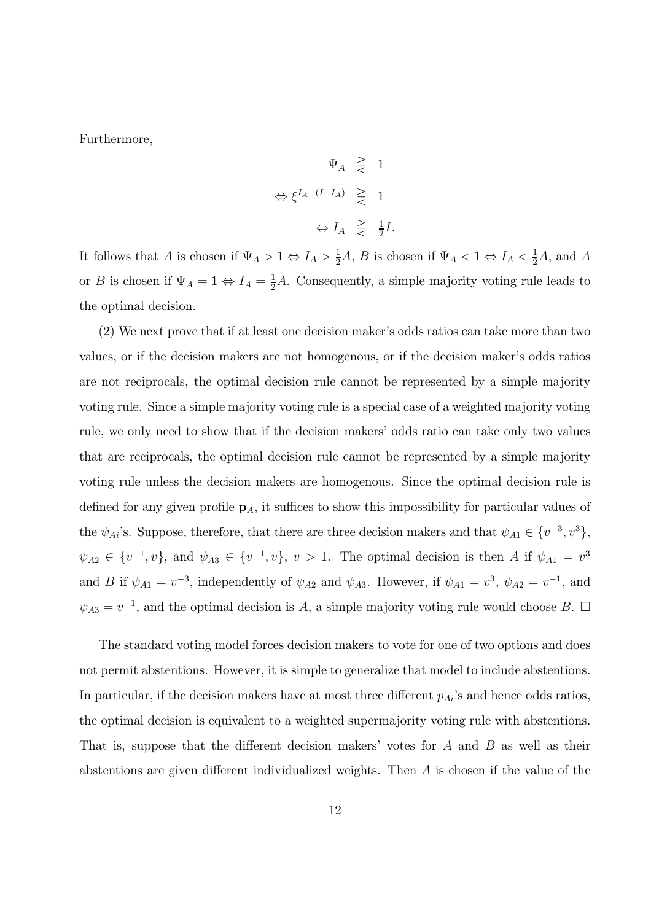Furthermore,

$$
\begin{aligned}
\Psi_A &\gtreqless 1 \\
\Leftrightarrow \xi^{I_A-(I-I_A)} &\gtreqless 1 \\
\Leftrightarrow I_A &\gtreqless \tfrac{1}{2}I.
\end{aligned}
$$

It follows that $A$ is chosen if $\Psi_A > 1 \Leftrightarrow I_A > \frac{1}{2}A$, $B$ is chosen if $\Psi_A < 1 \Leftrightarrow I_A < \frac{1}{2}A$, and $A$ or $B$ is chosen if $\Psi_A = 1 \Leftrightarrow I_A = \frac{1}{2}A$. Consequently, a simple majority voting rule leads to the optimal decision.

(2) We next prove that if at least one decision maker's odds ratios can take more than two values, or if the decision makers are not homogenous, or if the decision maker's odds ratios are not reciprocals, the optimal decision rule cannot be represented by a simple majority voting rule. Since a simple majority voting rule is a special case of a weighted majority voting rule, we only need to show that if the decision makers' odds ratio can take only two values that are reciprocals, the optimal decision rule cannot be represented by a simple majority voting rule unless the decision makers are homogenous. Since the optimal decision rule is defined for any given profile $\mathbf{p}_A$, it suffices to show this impossibility for particular values of the $\psi_{Ai}$'s. Suppose, therefore, that there are three decision makers and that $\psi_{A1} \in \{v^{-3}, v^3\}$, $\psi_{A2} \in \{v^{-1}, v\}$, and $\psi_{A3} \in \{v^{-1}, v\}$, $v > 1$. The optimal decision is then $A$ if $\psi_{A1} = v^3$ and $B$ if $\psi_{A1} = v^{-3}$, independently of $\psi_{A2}$ and $\psi_{A3}$. However, if $\psi_{A1} = v^3$, $\psi_{A2} = v^{-1}$, and $\psi_{A3} = v^{-1}$, and the optimal decision is $A$, a simple majority voting rule would choose $B$. $\square$

The standard voting model forces decision makers to vote for one of two options and does not permit abstentions. However, it is simple to generalize that model to include abstentions. In particular, if the decision makers have at most three different $p_{Ai}$'s and hence odds ratios, the optimal decision is equivalent to a weighted supermajority voting rule with abstentions. That is, suppose that the different decision makers' votes for $A$ and $B$ as well as their abstentions are given different individualized weights. Then $A$ is chosen if the value of the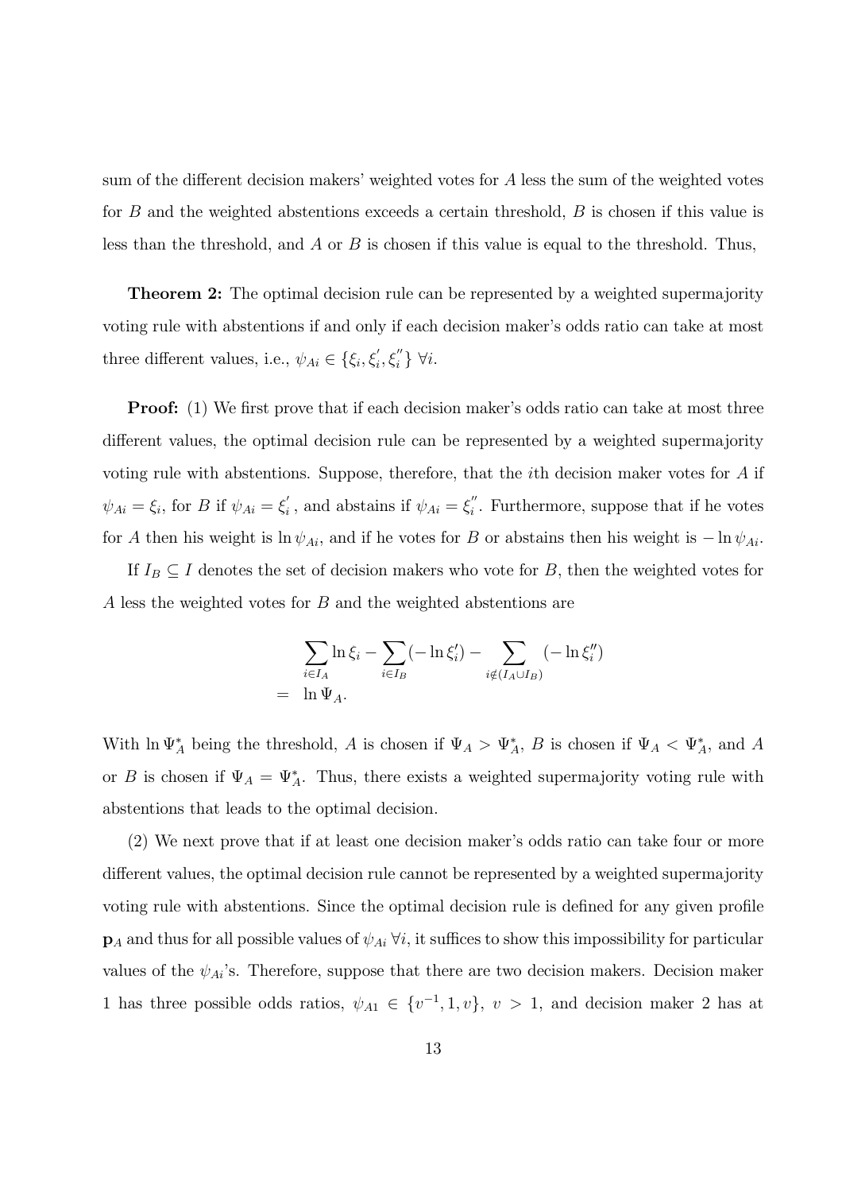sum of the different decision makers' weighted votes for $A$ less the sum of the weighted votes for $B$ and the weighted abstentions exceeds a certain threshold, $B$ is chosen if this value is less than the threshold, and $A$ or $B$ is chosen if this value is equal to the threshold. Thus,

**Theorem 2:** The optimal decision rule can be represented by a weighted supermajority voting rule with abstentions if and only if each decision maker's odds ratio can take at most three different values, i.e., $\psi_{Ai} \in \{\xi_i, \xi_i', \xi_i''\}$ $\forall i$.

**Proof:** (1) We first prove that if each decision maker's odds ratio can take at most three different values, the optimal decision rule can be represented by a weighted supermajority voting rule with abstentions. Suppose, therefore, that the $i$th decision maker votes for $A$ if $\psi_{Ai} = \xi_i$, for $B$ if $\psi_{Ai} = \xi_i'$, and abstains if $\psi_{Ai} = \xi_i''$. Furthermore, suppose that if he votes for $A$ then his weight is $\ln \psi_{Ai}$, and if he votes for $B$ or abstains then his weight is $-\ln \psi_{Ai}$.

If $I_B \subseteq I$ denotes the set of decision makers who vote for $B$, then the weighted votes for $A$ less the weighted votes for $B$ and the weighted abstentions are

$$
\begin{aligned}
& \sum_{i \in I_A} \ln \xi_i - \sum_{i \in I_B} (-\ln \xi_i') - \sum_{i \notin (I_A \cup I_B)} (-\ln \xi_i'') \\
= \; & \ln \Psi_A.
\end{aligned}
$$

With $\ln \Psi_A^*$ being the threshold, $A$ is chosen if $\Psi_A > \Psi_A^*$, $B$ is chosen if $\Psi_A < \Psi_A^*$, and $A$ or $B$ is chosen if $\Psi_A = \Psi_A^*$. Thus, there exists a weighted supermajority voting rule with abstentions that leads to the optimal decision.

(2) We next prove that if at least one decision maker's odds ratio can take four or more different values, the optimal decision rule cannot be represented by a weighted supermajority voting rule with abstentions. Since the optimal decision rule is defined for any given profile $\mathbf{p}_A$ and thus for all possible values of $\psi_{Ai}$ $\forall i$, it suffices to show this impossibility for particular values of the $\psi_{Ai}$'s. Therefore, suppose that there are two decision makers. Decision maker 1 has three possible odds ratios, $\psi_{A1} \in \{v^{-1}, 1, v\}$, $v > 1$, and decision maker 2 has at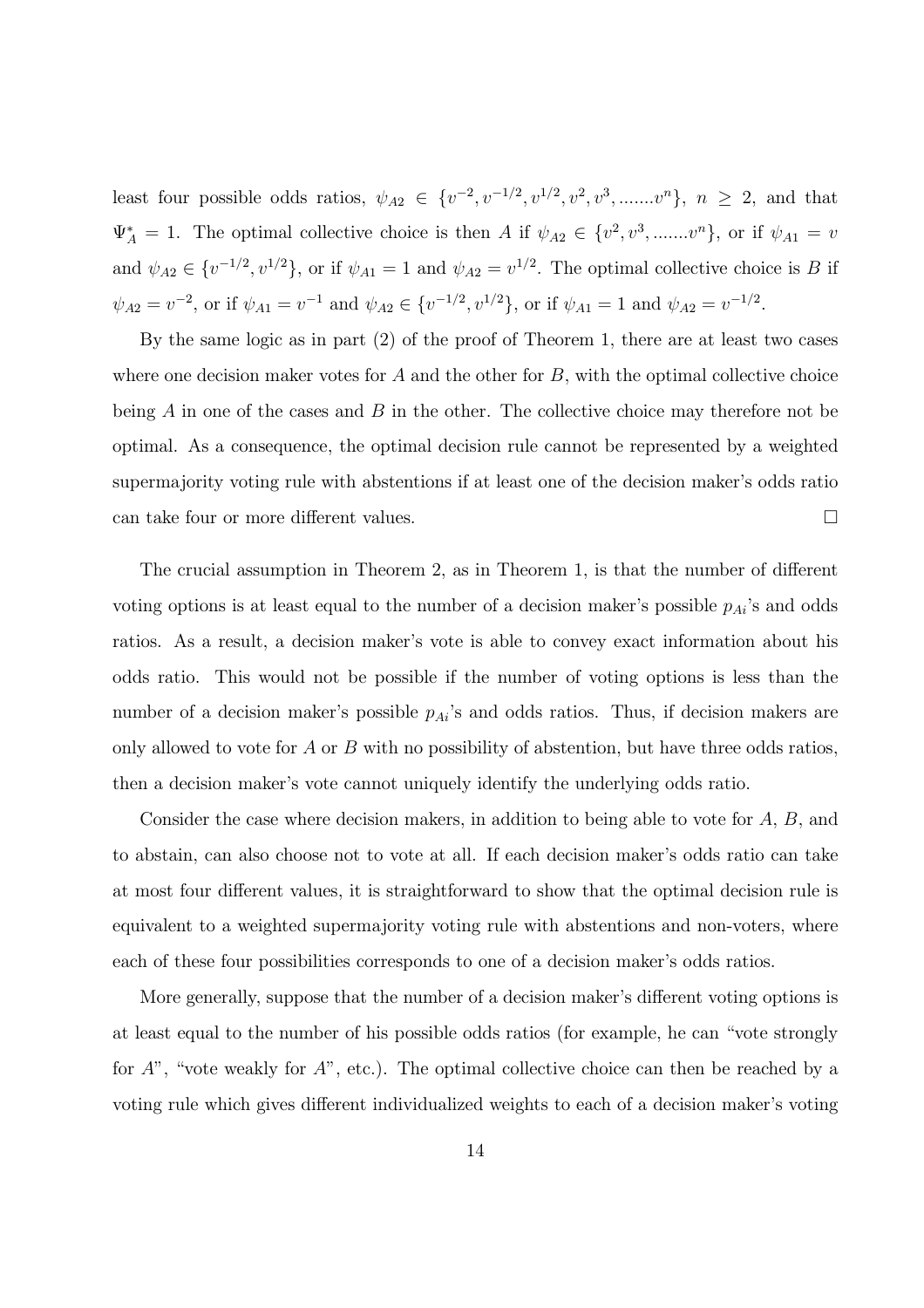least four possible odds ratios, $\psi_{A2} \in \{v^{-2}, v^{-1/2}, v^{1/2}, v^2, v^3, .......v^n\}$, $n \geq 2$, and that $\Psi_A^* = 1$. The optimal collective choice is then $A$ if $\psi_{A2} \in \{v^2, v^3, .......v^n\}$, or if $\psi_{A1} = v$ and $\psi_{A2} \in \{v^{-1/2}, v^{1/2}\}$, or if $\psi_{A1} = 1$ and $\psi_{A2} = v^{1/2}$. The optimal collective choice is $B$ if $\psi_{A2} = v^{-2}$, or if $\psi_{A1} = v^{-1}$ and $\psi_{A2} \in \{v^{-1/2}, v^{1/2}\}$, or if $\psi_{A1} = 1$ and $\psi_{A2} = v^{-1/2}$.

By the same logic as in part (2) of the proof of Theorem 1, there are at least two cases where one decision maker votes for $A$ and the other for $B$, with the optimal collective choice being $A$ in one of the cases and $B$ in the other. The collective choice may therefore not be optimal. As a consequence, the optimal decision rule cannot be represented by a weighted supermajority voting rule with abstentions if at least one of the decision maker's odds ratio can take four or more different values. □

The crucial assumption in Theorem 2, as in Theorem 1, is that the number of different voting options is at least equal to the number of a decision maker's possible $p_{Ai}$'s and odds ratios. As a result, a decision maker's vote is able to convey exact information about his odds ratio. This would not be possible if the number of voting options is less than the number of a decision maker's possible $p_{Ai}$'s and odds ratios. Thus, if decision makers are only allowed to vote for $A$ or $B$ with no possibility of abstention, but have three odds ratios, then a decision maker's vote cannot uniquely identify the underlying odds ratio.

Consider the case where decision makers, in addition to being able to vote for $A$, $B$, and to abstain, can also choose not to vote at all. If each decision maker's odds ratio can take at most four different values, it is straightforward to show that the optimal decision rule is equivalent to a weighted supermajority voting rule with abstentions and non-voters, where each of these four possibilities corresponds to one of a decision maker's odds ratios.

More generally, suppose that the number of a decision maker's different voting options is at least equal to the number of his possible odds ratios (for example, he can "vote strongly for $A$", "vote weakly for $A$", etc.). The optimal collective choice can then be reached by a voting rule which gives different individualized weights to each of a decision maker's voting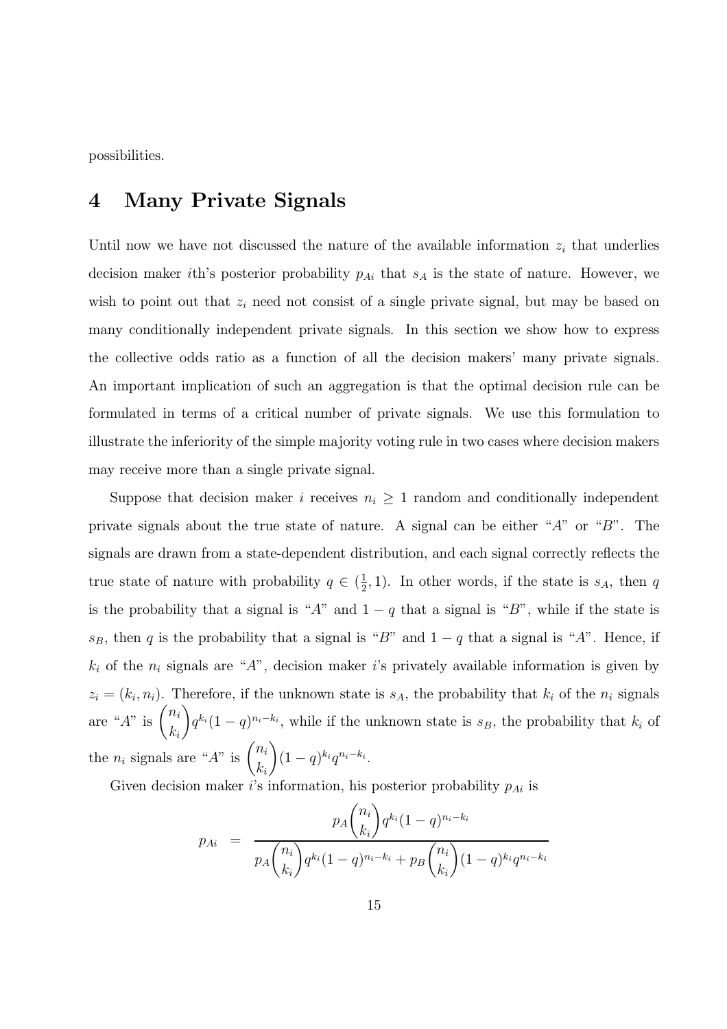possibilities.

## 4 Many Private Signals

Until now we have not discussed the nature of the available information $z_i$ that underlies decision maker $i$th's posterior probability $p_{Ai}$ that $s_A$ is the state of nature. However, we wish to point out that $z_i$ need not consist of a single private signal, but may be based on many conditionally independent private signals. In this section we show how to express the collective odds ratio as a function of all the decision makers' many private signals. An important implication of such an aggregation is that the optimal decision rule can be formulated in terms of a critical number of private signals. We use this formulation to illustrate the inferiority of the simple majority voting rule in two cases where decision makers may receive more than a single private signal.

Suppose that decision maker $i$ receives $n_i \geq 1$ random and conditionally independent private signals about the true state of nature. A signal can be either "$A$" or "$B$". The signals are drawn from a state-dependent distribution, and each signal correctly reflects the true state of nature with probability $q \in (\frac{1}{2}, 1)$. In other words, if the state is $s_A$, then $q$ is the probability that a signal is "$A$" and $1-q$ that a signal is "$B$", while if the state is $s_B$, then $q$ is the probability that a signal is "$B$" and $1-q$ that a signal is "$A$". Hence, if $k_i$ of the $n_i$ signals are "$A$", decision maker $i$'s privately available information is given by $z_i = (k_i, n_i)$. Therefore, if the unknown state is $s_A$, the probability that $k_i$ of the $n_i$ signals are "$A$" is $\binom{n_i}{k_i} q^{k_i}(1-q)^{n_i-k_i}$, while if the unknown state is $s_B$, the probability that $k_i$ of the $n_i$ signals are "$A$" is $\binom{n_i}{k_i}(1-q)^{k_i} q^{n_i-k_i}$.

Given decision maker $i$'s information, his posterior probability $p_{Ai}$ is

$$p_{Ai} = \frac{p_A \binom{n_i}{k_i} q^{k_i}(1-q)^{n_i-k_i}}{p_A \binom{n_i}{k_i} q^{k_i}(1-q)^{n_i-k_i} + p_B \binom{n_i}{k_i}(1-q)^{k_i} q^{n_i-k_i}}$$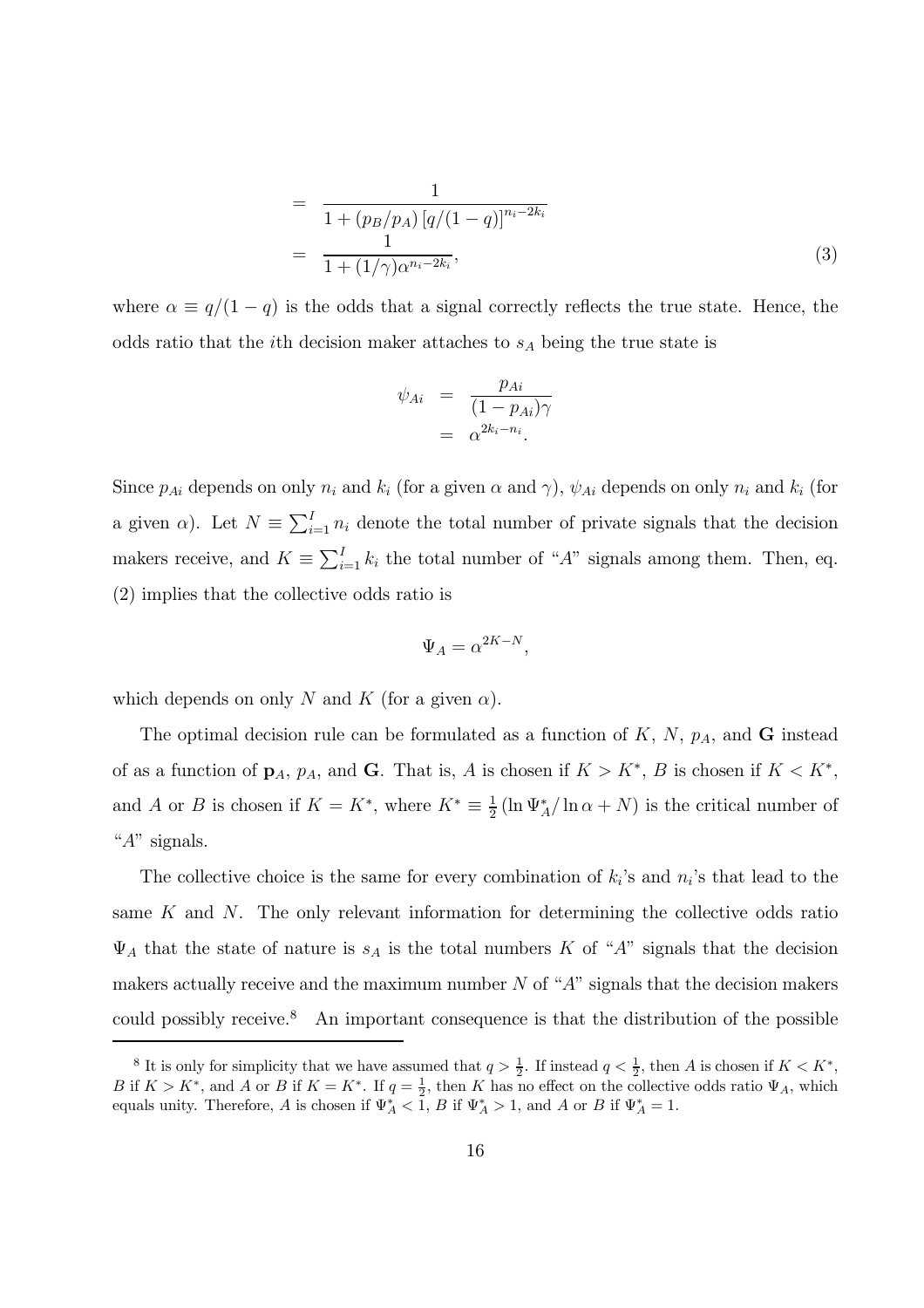$$
\begin{aligned}
&= \frac{1}{1 + (p_B/p_A)\left[q/(1-q)\right]^{n_i - 2k_i}} \\
&= \frac{1}{1 + (1/\gamma)\alpha^{n_i - 2k_i}},
\end{aligned}
\tag{3}
$$

where $\alpha \equiv q/(1-q)$ is the odds that a signal correctly reflects the true state. Hence, the odds ratio that the $i$th decision maker attaches to $s_A$ being the true state is

$$
\begin{aligned}
\psi_{Ai} &= \frac{p_{Ai}}{(1-p_{Ai})\gamma} \\
&= \alpha^{2k_i - n_i}.
\end{aligned}
$$

Since $p_{Ai}$ depends on only $n_i$ and $k_i$ (for a given $\alpha$ and $\gamma$), $\psi_{Ai}$ depends on only $n_i$ and $k_i$ (for a given $\alpha$). Let $N \equiv \sum_{i=1}^{I} n_i$ denote the total number of private signals that the decision makers receive, and $K \equiv \sum_{i=1}^{I} k_i$ the total number of "$A$" signals among them. Then, eq. (2) implies that the collective odds ratio is

$$
\Psi_A = \alpha^{2K-N},
$$

which depends on only $N$ and $K$ (for a given $\alpha$).

The optimal decision rule can be formulated as a function of $K$, $N$, $p_A$, and $\mathbf{G}$ instead of as a function of $\mathbf{p}_A$, $p_A$, and $\mathbf{G}$. That is, $A$ is chosen if $K > K^*$, $B$ is chosen if $K < K^*$, and $A$ or $B$ is chosen if $K = K^*$, where $K^* \equiv \frac{1}{2}\left(\ln \Psi_A^* / \ln \alpha + N\right)$ is the critical number of "$A$" signals.

The collective choice is the same for every combination of $k_i$'s and $n_i$'s that lead to the same $K$ and $N$. The only relevant information for determining the collective odds ratio $\Psi_A$ that the state of nature is $s_A$ is the total numbers $K$ of "$A$" signals that the decision makers actually receive and the maximum number $N$ of "$A$" signals that the decision makers could possibly receive.[8] An important consequence is that the distribution of the possible

[8] It is only for simplicity that we have assumed that $q > \frac{1}{2}$. If instead $q < \frac{1}{2}$, then $A$ is chosen if $K < K^*$, $B$ if $K > K^*$, and $A$ or $B$ if $K = K^*$. If $q = \frac{1}{2}$, then $K$ has no effect on the collective odds ratio $\Psi_A$, which equals unity. Therefore, $A$ is chosen if $\Psi_A^* < 1$, $B$ if $\Psi_A^* > 1$, and $A$ or $B$ if $\Psi_A^* = 1$.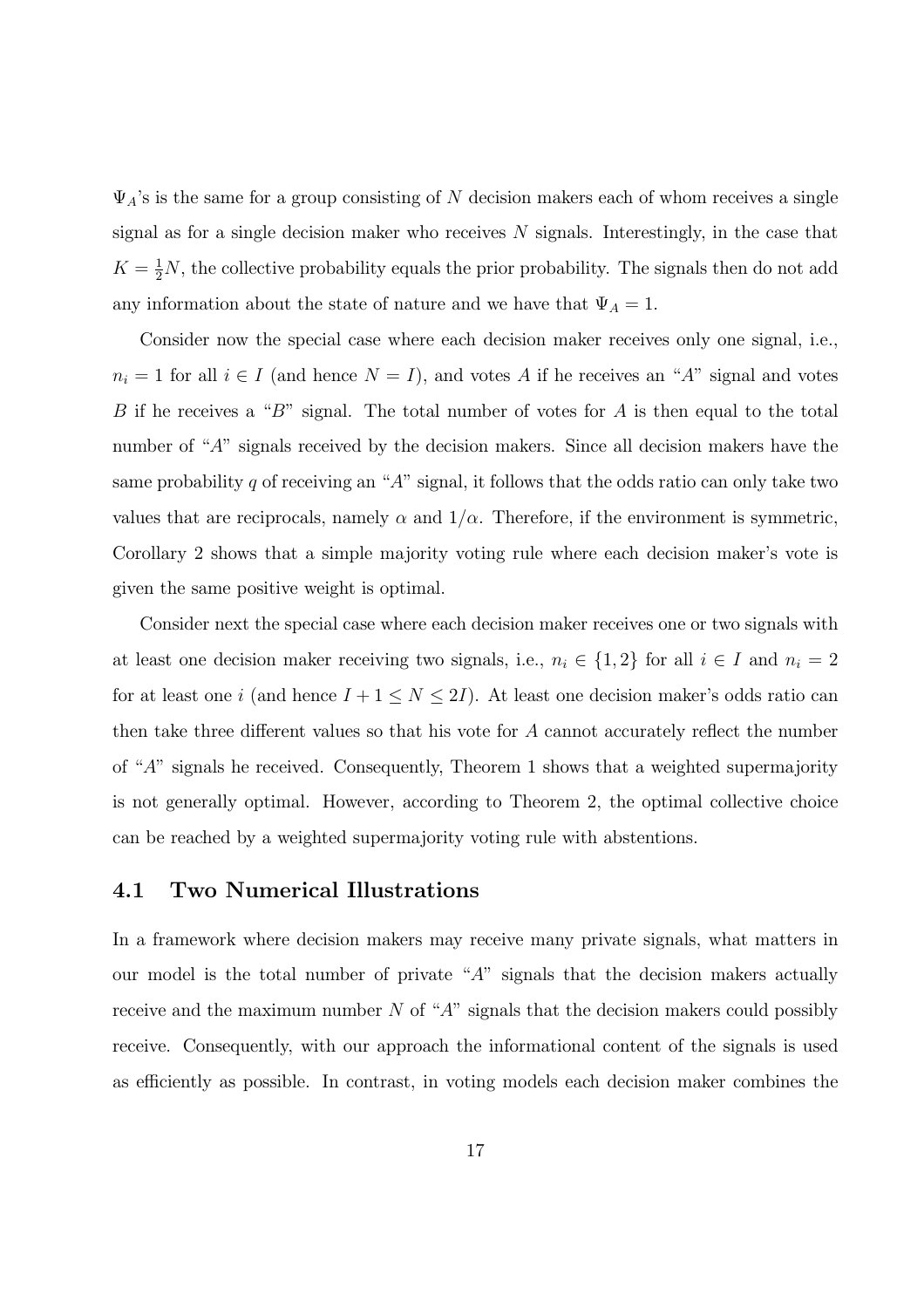$\Psi_A$'s is the same for a group consisting of $N$ decision makers each of whom receives a single signal as for a single decision maker who receives $N$ signals. Interestingly, in the case that $K = \frac{1}{2}N$, the collective probability equals the prior probability. The signals then do not add any information about the state of nature and we have that $\Psi_A = 1$.

Consider now the special case where each decision maker receives only one signal, i.e., $n_i = 1$ for all $i \in I$ (and hence $N = I$), and votes $A$ if he receives an "$A$" signal and votes $B$ if he receives a "$B$" signal. The total number of votes for $A$ is then equal to the total number of "$A$" signals received by the decision makers. Since all decision makers have the same probability $q$ of receiving an "$A$" signal, it follows that the odds ratio can only take two values that are reciprocals, namely $\alpha$ and $1/\alpha$. Therefore, if the environment is symmetric, Corollary 2 shows that a simple majority voting rule where each decision maker's vote is given the same positive weight is optimal.

Consider next the special case where each decision maker receives one or two signals with at least one decision maker receiving two signals, i.e., $n_i \in \{1, 2\}$ for all $i \in I$ and $n_i = 2$ for at least one $i$ (and hence $I + 1 \leq N \leq 2I$). At least one decision maker's odds ratio can then take three different values so that his vote for $A$ cannot accurately reflect the number of "$A$" signals he received. Consequently, Theorem 1 shows that a weighted supermajority is not generally optimal. However, according to Theorem 2, the optimal collective choice can be reached by a weighted supermajority voting rule with abstentions.

## 4.1 Two Numerical Illustrations

In a framework where decision makers may receive many private signals, what matters in our model is the total number of private "$A$" signals that the decision makers actually receive and the maximum number $N$ of "$A$" signals that the decision makers could possibly receive. Consequently, with our approach the informational content of the signals is used as efficiently as possible. In contrast, in voting models each decision maker combines the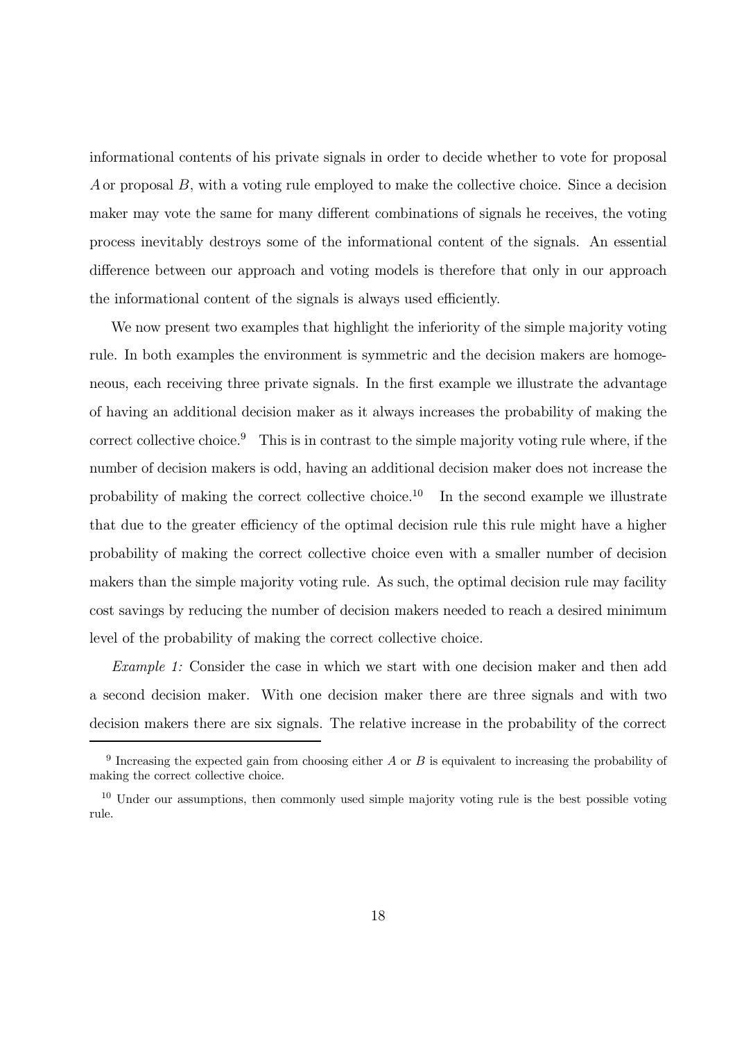informational contents of his private signals in order to decide whether to vote for proposal $A$ or proposal $B$, with a voting rule employed to make the collective choice. Since a decision maker may vote the same for many different combinations of signals he receives, the voting process inevitably destroys some of the informational content of the signals. An essential difference between our approach and voting models is therefore that only in our approach the informational content of the signals is always used efficiently.

We now present two examples that highlight the inferiority of the simple majority voting rule. In both examples the environment is symmetric and the decision makers are homogeneous, each receiving three private signals. In the first example we illustrate the advantage of having an additional decision maker as it always increases the probability of making the correct collective choice.[9] This is in contrast to the simple majority voting rule where, if the number of decision makers is odd, having an additional decision maker does not increase the probability of making the correct collective choice.[10] In the second example we illustrate that due to the greater efficiency of the optimal decision rule this rule might have a higher probability of making the correct collective choice even with a smaller number of decision makers than the simple majority voting rule. As such, the optimal decision rule may facility cost savings by reducing the number of decision makers needed to reach a desired minimum level of the probability of making the correct collective choice.

*Example 1:* Consider the case in which we start with one decision maker and then add a second decision maker. With one decision maker there are three signals and with two decision makers there are six signals. The relative increase in the probability of the correct

---

[9] Increasing the expected gain from choosing either $A$ or $B$ is equivalent to increasing the probability of making the correct collective choice.

[10] Under our assumptions, then commonly used simple majority voting rule is the best possible voting rule.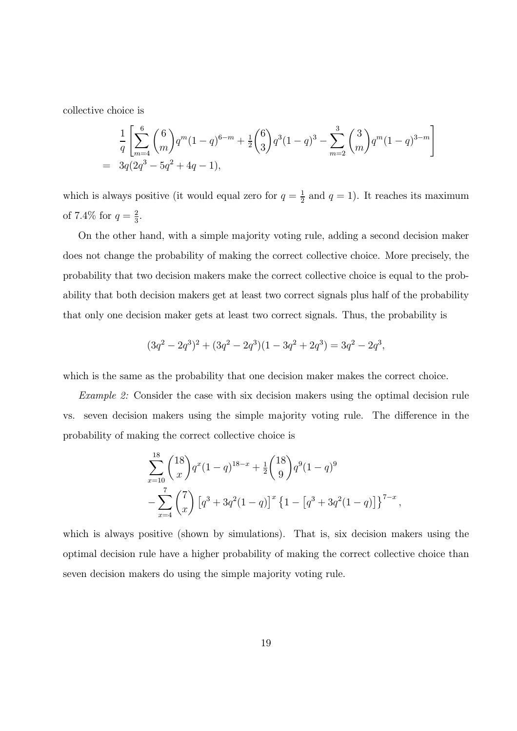collective choice is

$$
\begin{aligned}
&\frac{1}{q}\left[\sum_{m=4}^{6}\binom{6}{m}q^m(1-q)^{6-m}+\tfrac{1}{2}\binom{6}{3}q^3(1-q)^3-\sum_{m=2}^{3}\binom{3}{m}q^m(1-q)^{3-m}\right] \\
=\ &3q(2q^3-5q^2+4q-1),
\end{aligned}
$$

which is always positive (it would equal zero for $q=\frac{1}{2}$ and $q=1$). It reaches its maximum of 7.4% for $q=\frac{2}{3}$.

On the other hand, with a simple majority voting rule, adding a second decision maker does not change the probability of making the correct collective choice. More precisely, the probability that two decision makers make the correct collective choice is equal to the probability that both decision makers get at least two correct signals plus half of the probability that only one decision maker gets at least two correct signals. Thus, the probability is

$$
(3q^2-2q^3)^2+(3q^2-2q^3)(1-3q^2+2q^3)=3q^2-2q^3,
$$

which is the same as the probability that one decision maker makes the correct choice.

*Example 2:* Consider the case with six decision makers using the optimal decision rule vs. seven decision makers using the simple majority voting rule. The difference in the probability of making the correct collective choice is

$$
\begin{aligned}
&\sum_{x=10}^{18}\binom{18}{x}q^x(1-q)^{18-x}+\tfrac{1}{2}\binom{18}{9}q^9(1-q)^9 \\
&-\sum_{x=4}^{7}\binom{7}{x}\left[q^3+3q^2(1-q)\right]^x\left\{1-\left[q^3+3q^2(1-q)\right]\right\}^{7-x},
\end{aligned}
$$

which is always positive (shown by simulations). That is, six decision makers using the optimal decision rule have a higher probability of making the correct collective choice than seven decision makers do using the simple majority voting rule.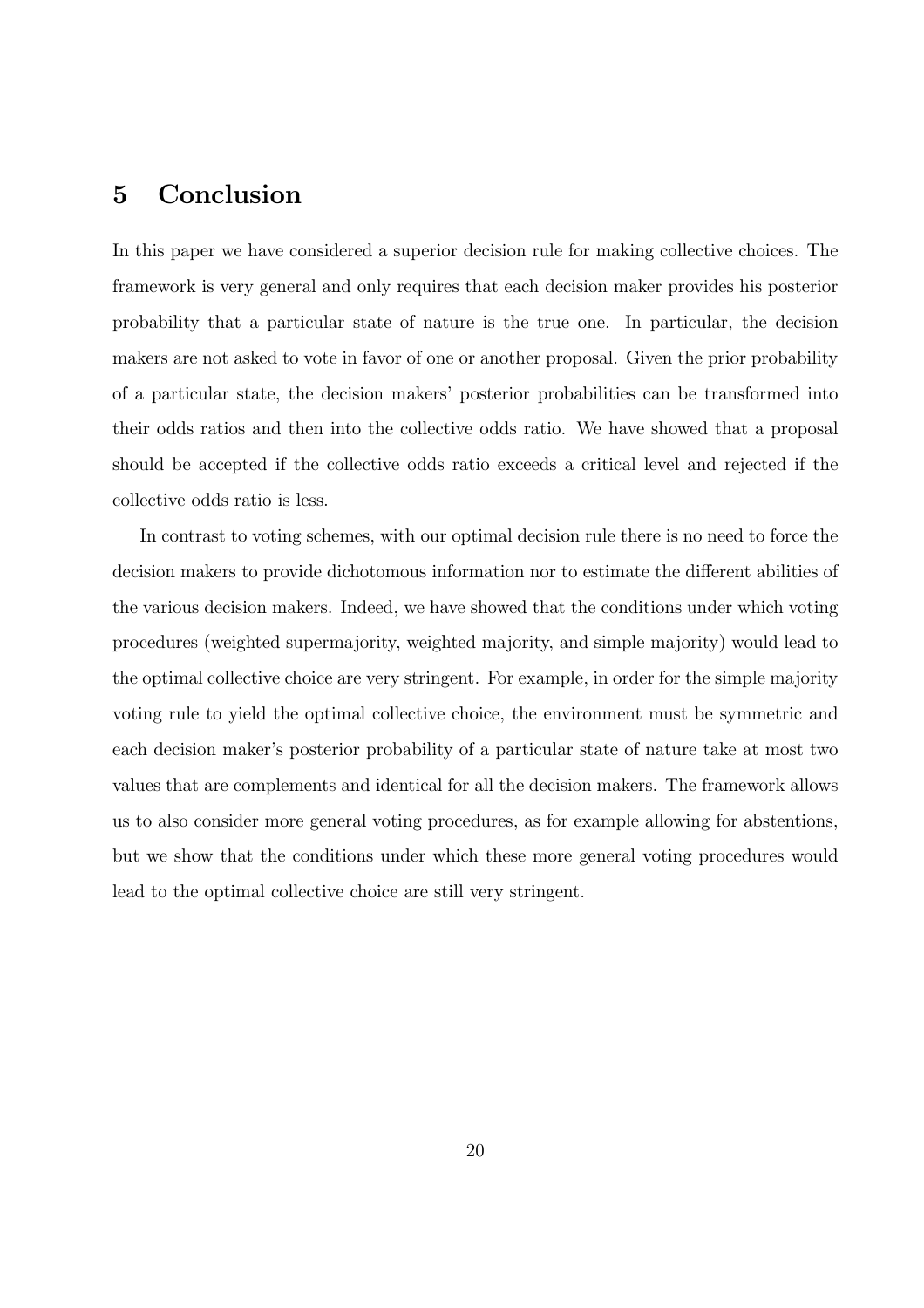# 5 Conclusion

In this paper we have considered a superior decision rule for making collective choices. The framework is very general and only requires that each decision maker provides his posterior probability that a particular state of nature is the true one. In particular, the decision makers are not asked to vote in favor of one or another proposal. Given the prior probability of a particular state, the decision makers' posterior probabilities can be transformed into their odds ratios and then into the collective odds ratio. We have showed that a proposal should be accepted if the collective odds ratio exceeds a critical level and rejected if the collective odds ratio is less.

In contrast to voting schemes, with our optimal decision rule there is no need to force the decision makers to provide dichotomous information nor to estimate the different abilities of the various decision makers. Indeed, we have showed that the conditions under which voting procedures (weighted supermajority, weighted majority, and simple majority) would lead to the optimal collective choice are very stringent. For example, in order for the simple majority voting rule to yield the optimal collective choice, the environment must be symmetric and each decision maker's posterior probability of a particular state of nature take at most two values that are complements and identical for all the decision makers. The framework allows us to also consider more general voting procedures, as for example allowing for abstentions, but we show that the conditions under which these more general voting procedures would lead to the optimal collective choice are still very stringent.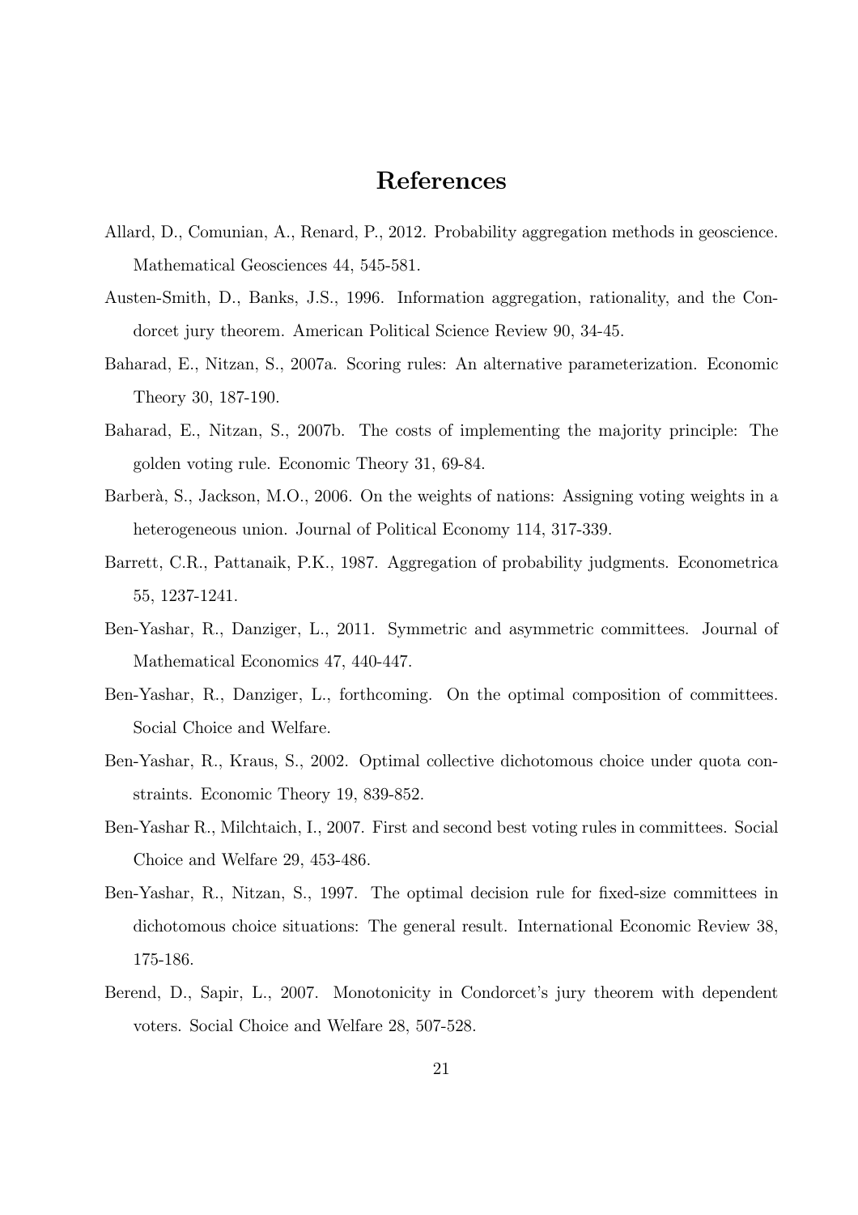# References

Allard, D., Comunian, A., Renard, P., 2012. Probability aggregation methods in geoscience. Mathematical Geosciences 44, 545-581.

Austen-Smith, D., Banks, J.S., 1996. Information aggregation, rationality, and the Condorcet jury theorem. American Political Science Review 90, 34-45.

Baharad, E., Nitzan, S., 2007a. Scoring rules: An alternative parameterization. Economic Theory 30, 187-190.

Baharad, E., Nitzan, S., 2007b. The costs of implementing the majority principle: The golden voting rule. Economic Theory 31, 69-84.

Barberà, S., Jackson, M.O., 2006. On the weights of nations: Assigning voting weights in a heterogeneous union. Journal of Political Economy 114, 317-339.

Barrett, C.R., Pattanaik, P.K., 1987. Aggregation of probability judgments. Econometrica 55, 1237-1241.

Ben-Yashar, R., Danziger, L., 2011. Symmetric and asymmetric committees. Journal of Mathematical Economics 47, 440-447.

Ben-Yashar, R., Danziger, L., forthcoming. On the optimal composition of committees. Social Choice and Welfare.

Ben-Yashar, R., Kraus, S., 2002. Optimal collective dichotomous choice under quota constraints. Economic Theory 19, 839-852.

Ben-Yashar R., Milchtaich, I., 2007. First and second best voting rules in committees. Social Choice and Welfare 29, 453-486.

Ben-Yashar, R., Nitzan, S., 1997. The optimal decision rule for fixed-size committees in dichotomous choice situations: The general result. International Economic Review 38, 175-186.

Berend, D., Sapir, L., 2007. Monotonicity in Condorcet's jury theorem with dependent voters. Social Choice and Welfare 28, 507-528.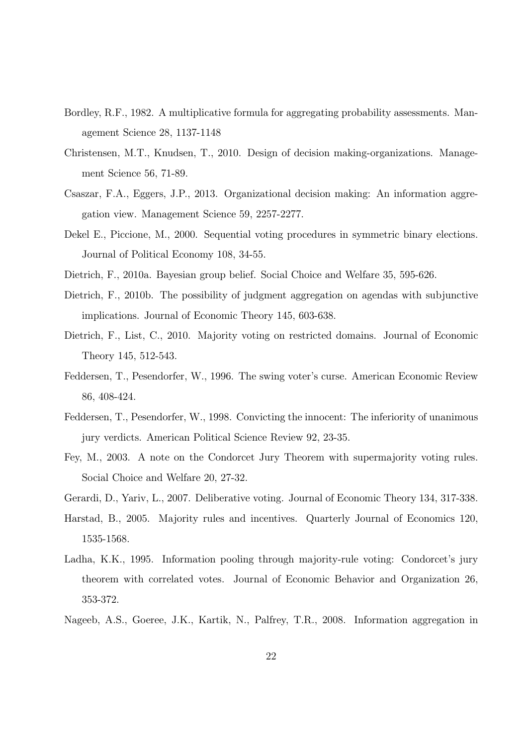Bordley, R.F., 1982. A multiplicative formula for aggregating probability assessments. Management Science 28, 1137-1148

Christensen, M.T., Knudsen, T., 2010. Design of decision making-organizations. Management Science 56, 71-89.

Csaszar, F.A., Eggers, J.P., 2013. Organizational decision making: An information aggregation view. Management Science 59, 2257-2277.

Dekel E., Piccione, M., 2000. Sequential voting procedures in symmetric binary elections. Journal of Political Economy 108, 34-55.

Dietrich, F., 2010a. Bayesian group belief. Social Choice and Welfare 35, 595-626.

Dietrich, F., 2010b. The possibility of judgment aggregation on agendas with subjunctive implications. Journal of Economic Theory 145, 603-638.

Dietrich, F., List, C., 2010. Majority voting on restricted domains. Journal of Economic Theory 145, 512-543.

Feddersen, T., Pesendorfer, W., 1996. The swing voter's curse. American Economic Review 86, 408-424.

Feddersen, T., Pesendorfer, W., 1998. Convicting the innocent: The inferiority of unanimous jury verdicts. American Political Science Review 92, 23-35.

Fey, M., 2003. A note on the Condorcet Jury Theorem with supermajority voting rules. Social Choice and Welfare 20, 27-32.

Gerardi, D., Yariv, L., 2007. Deliberative voting. Journal of Economic Theory 134, 317-338.

Harstad, B., 2005. Majority rules and incentives. Quarterly Journal of Economics 120, 1535-1568.

Ladha, K.K., 1995. Information pooling through majority-rule voting: Condorcet's jury theorem with correlated votes. Journal of Economic Behavior and Organization 26, 353-372.

Nageeb, A.S., Goeree, J.K., Kartik, N., Palfrey, T.R., 2008. Information aggregation in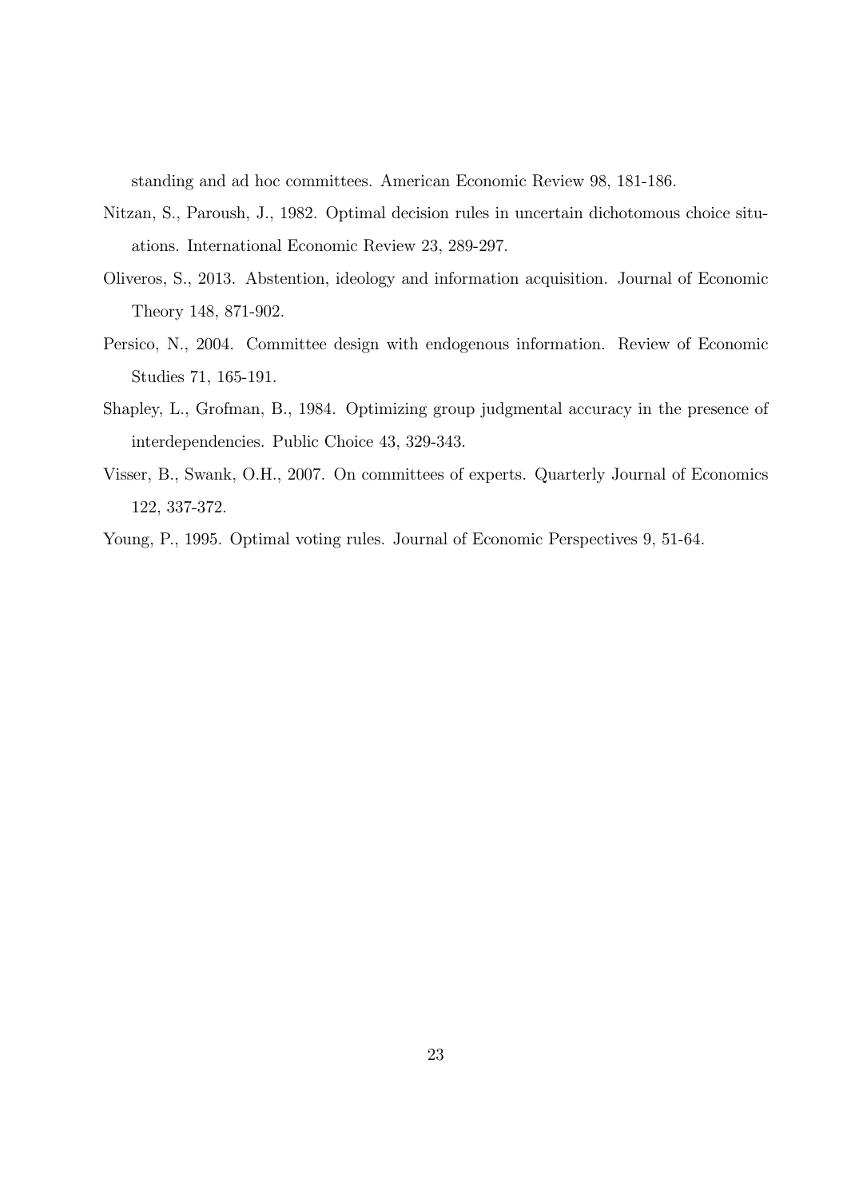standing and ad hoc committees. American Economic Review 98, 181-186.

Nitzan, S., Paroush, J., 1982. Optimal decision rules in uncertain dichotomous choice situations. International Economic Review 23, 289-297.

Oliveros, S., 2013. Abstention, ideology and information acquisition. Journal of Economic Theory 148, 871-902.

Persico, N., 2004. Committee design with endogenous information. Review of Economic Studies 71, 165-191.

Shapley, L., Grofman, B., 1984. Optimizing group judgmental accuracy in the presence of interdependencies. Public Choice 43, 329-343.

Visser, B., Swank, O.H., 2007. On committees of experts. Quarterly Journal of Economics 122, 337-372.

Young, P., 1995. Optimal voting rules. Journal of Economic Perspectives 9, 51-64.